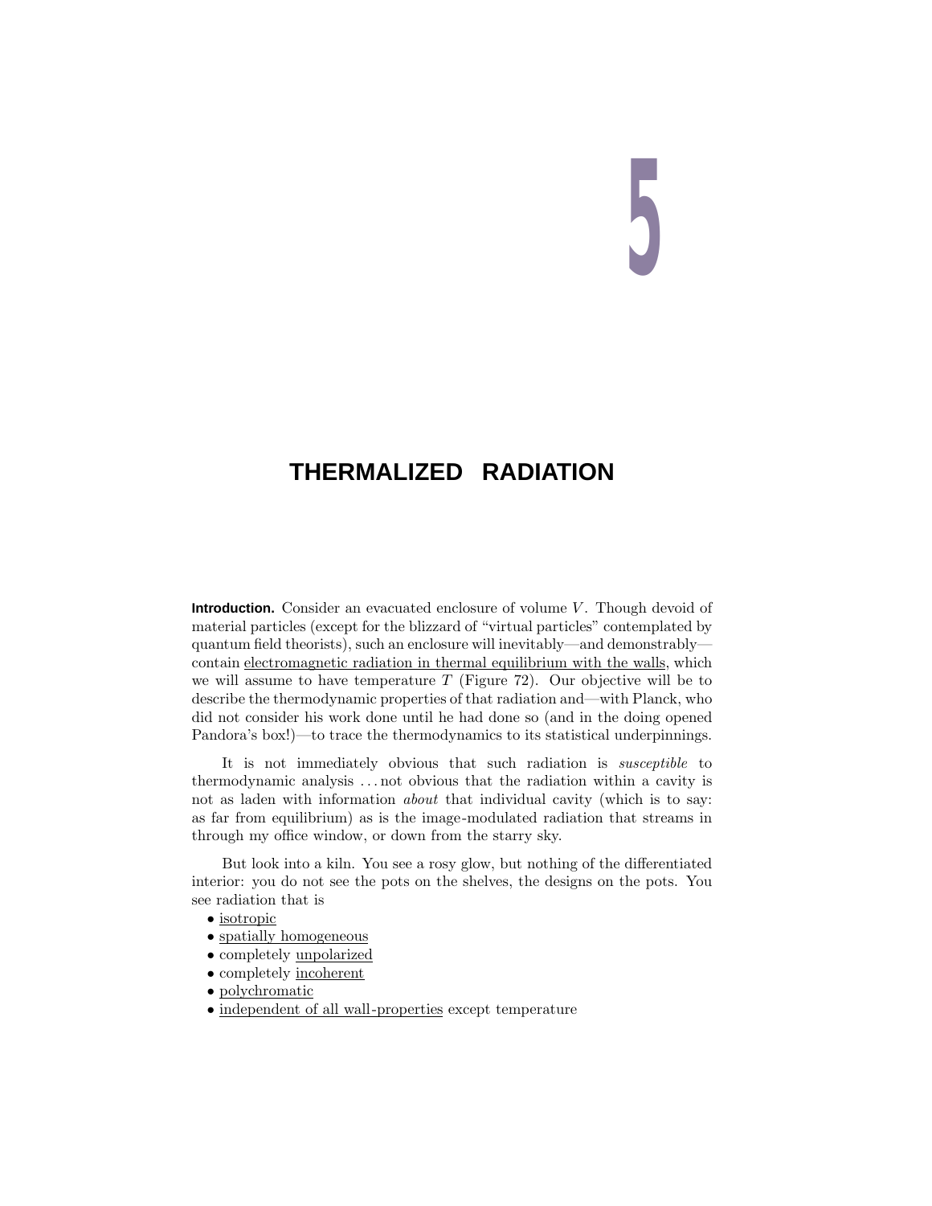# 5

# THERMALIZED RADIATION

**Introduction.** Consider an evacuated enclosure of volume $V$. Though devoid of material particles (except for the blizzard of "virtual particles" contemplated by quantum field theorists), such an enclosure will inevitably—and demonstrably—contain electromagnetic radiation in thermal equilibrium with the walls, which we will assume to have temperature $T$ (Figure 72). Our objective will be to describe the thermodynamic properties of that radiation and—with Planck, who did not consider his work done until he had done so (and in the doing opened Pandora's box!)—to trace the thermodynamics to its statistical underpinnings.

It is not immediately obvious that such radiation is *susceptible* to thermodynamic analysis . . . not obvious that the radiation within a cavity is not as laden with information *about* that individual cavity (which is to say: as far from equilibrium) as is the image-modulated radiation that streams in through my office window, or down from the starry sky.

But look into a kiln. You see a rosy glow, but nothing of the differentiated interior: you do not see the pots on the shelves, the designs on the pots. You see radiation that is

- isotropic
- spatially homogeneous
- completely unpolarized
- completely incoherent
- polychromatic
- independent of all wall-properties except temperature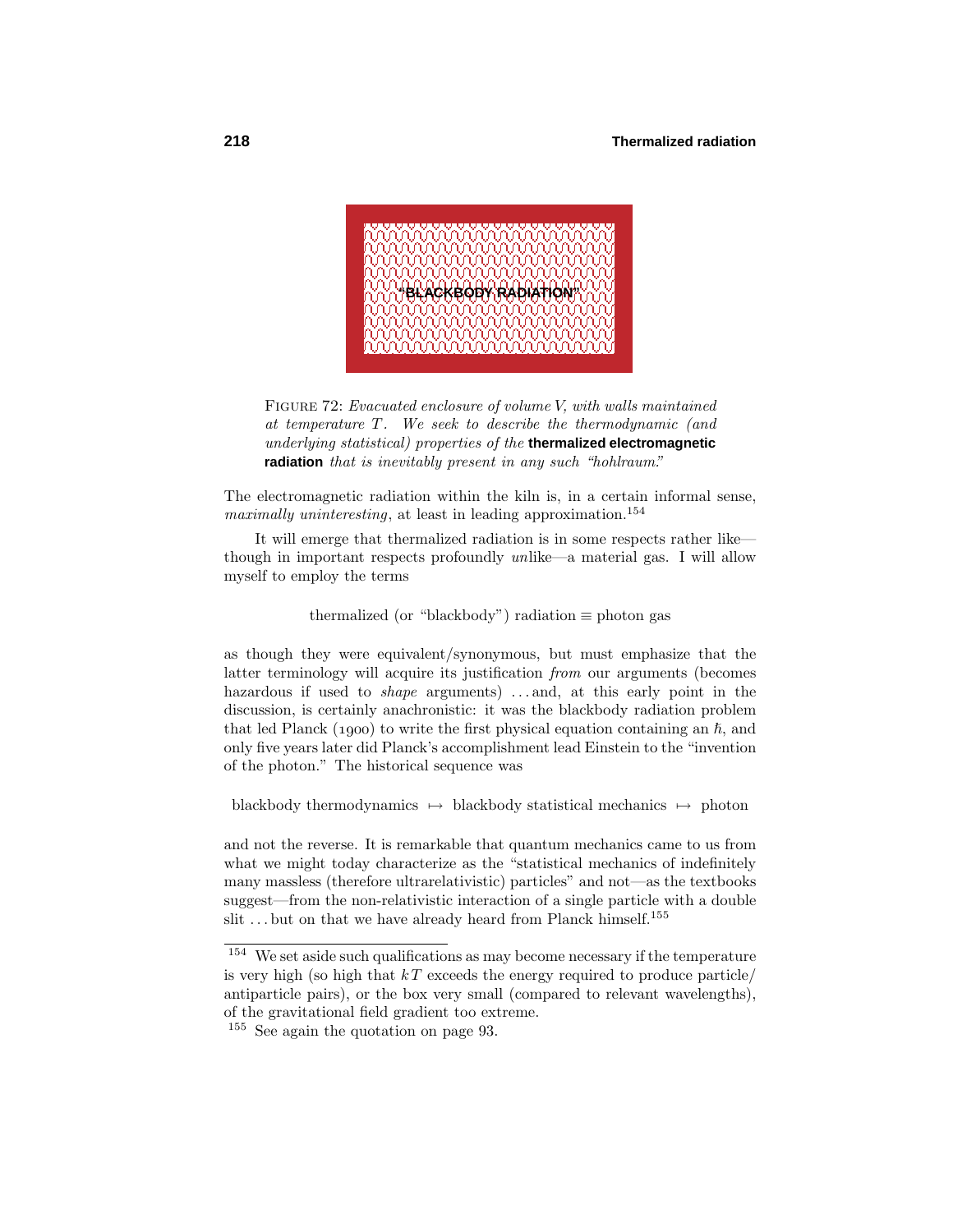"BLACKBODY RADIATION"

FIGURE 72: *Evacuated enclosure of volume V, with walls maintained at temperature T. We seek to describe the thermodynamic (and underlying statistical) properties of the* **thermalized electromagnetic radiation** *that is inevitably present in any such "hohlraum."*

The electromagnetic radiation within the kiln is, in a certain informal sense, *maximally uninteresting*, at least in leading approximation.[154]

It will emerge that thermalized radiation is in some respects rather like—though in important respects profoundly *un*like—a material gas. I will allow myself to employ the terms

$$\text{thermalized (or "blackbody") radiation} \equiv \text{photon gas}$$

as though they were equivalent/synonymous, but must emphasize that the latter terminology will acquire its justification *from* our arguments (becomes hazardous if used to *shape* arguments) . . . and, at this early point in the discussion, is certainly anachronistic: it was the blackbody radiation problem that led Planck (1900) to write the first physical equation containing an $\hbar$, and only five years later did Planck's accomplishment lead Einstein to the "invention of the photon." The historical sequence was

$$\text{blackbody thermodynamics} \mapsto \text{blackbody statistical mechanics} \mapsto \text{photon}$$

and not the reverse. It is remarkable that quantum mechanics came to us from what we might today characterize as the "statistical mechanics of indefinitely many massless (therefore ultrarelativistic) particles" and not—as the textbooks suggest—from the non-relativistic interaction of a single particle with a double slit . . . but on that we have already heard from Planck himself.[155]

---

[154] We set aside such qualifications as may become necessary if the temperature is very high (so high that $kT$ exceeds the energy required to produce particle/antiparticle pairs), or the box very small (compared to relevant wavelengths), of the gravitational field gradient too extreme.

[155] See again the quotation on page 93.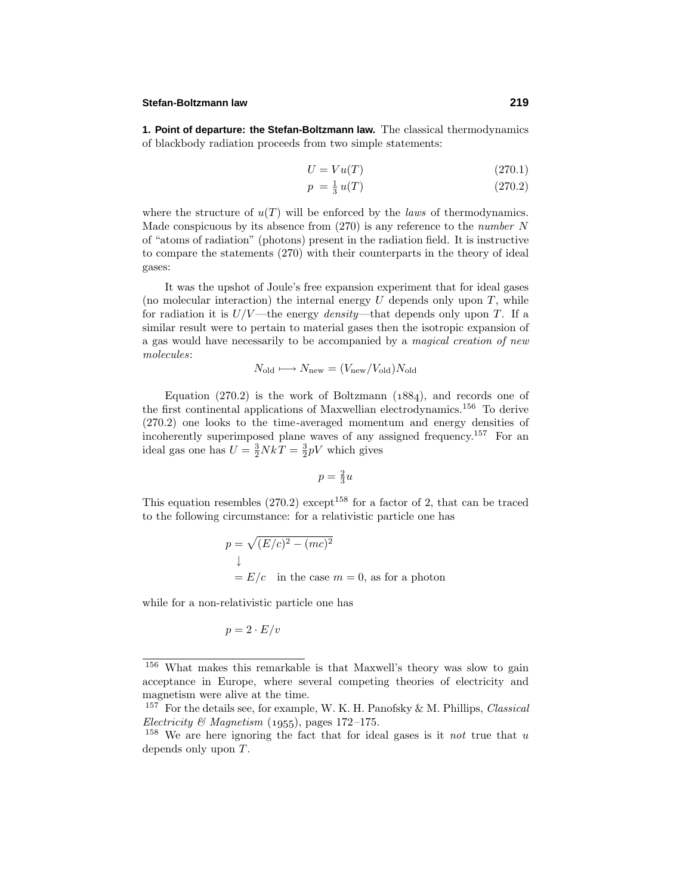**1. Point of departure: the Stefan-Boltzmann law.** The classical thermodynamics of blackbody radiation proceeds from two simple statements:

$$U = Vu(T) \tag{270.1}$$

$$p = \tfrac{1}{3}\,u(T) \tag{270.2}$$

where the structure of $u(T)$ will be enforced by the *laws* of thermodynamics. Made conspicuous by its absence from (270) is any reference to the *number* $N$ of "atoms of radiation" (photons) present in the radiation field. It is instructive to compare the statements (270) with their counterparts in the theory of ideal gases:

It was the upshot of Joule's free expansion experiment that for ideal gases (no molecular interaction) the internal energy $U$ depends only upon $T$, while for radiation it is $U/V$—the energy *density*—that depends only upon $T$. If a similar result were to pertain to material gases then the isotropic expansion of a gas would have necessarily to be accompanied by a *magical creation of new molecules*:

$$N_{\text{old}} \longmapsto N_{\text{new}} = (V_{\text{new}}/V_{\text{old}})N_{\text{old}}$$

Equation (270.2) is the work of Boltzmann (1884), and records one of the first continental applications of Maxwellian electrodynamics.[156] To derive (270.2) one looks to the time-averaged momentum and energy densities of incoherently superimposed plane waves of any assigned frequency.[157] For an ideal gas one has $U = \frac{3}{2}NkT = \frac{3}{2}pV$ which gives

$$p = \tfrac{2}{3}u$$

This equation resembles (270.2) except[158] for a factor of 2, that can be traced to the following circumstance: for a relativistic particle one has

$$\begin{aligned} p &= \sqrt{(E/c)^2 - (mc)^2} \\ &\downarrow \\ &= E/c \quad \text{in the case } m = 0\text{, as for a photon} \end{aligned}$$

while for a non-relativistic particle one has

$$p = 2 \cdot E/v$$

---

[156] What makes this remarkable is that Maxwell's theory was slow to gain acceptance in Europe, where several competing theories of electricity and magnetism were alive at the time.

[157] For the details see, for example, W. K. H. Panofsky & M. Phillips, *Classical Electricity & Magnetism* (1955), pages 172–175.

[158] We are here ignoring the fact that for ideal gases is it *not* true that $u$ depends only upon $T$.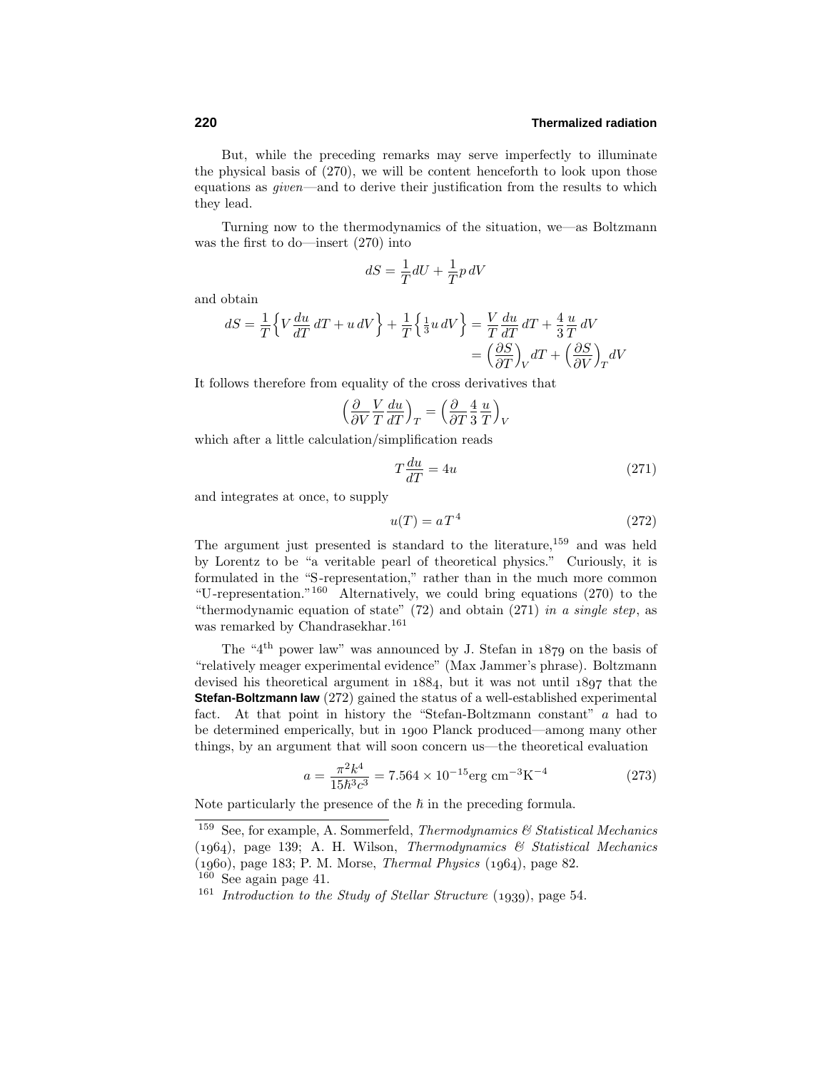But, while the preceding remarks may serve imperfectly to illuminate the physical basis of (270), we will be content henceforth to look upon those equations as *given*—and to derive their justification from the results to which they lead.

Turning now to the thermodynamics of the situation, we—as Boltzmann was the first to do—insert (270) into

$$dS = \frac{1}{T}dU + \frac{1}{T}p\,dV$$

and obtain

$$\begin{aligned} dS = \frac{1}{T}\Big\{V\frac{du}{dT}\,dT + u\,dV\Big\} + \frac{1}{T}\Big\{\tfrac{1}{3}u\,dV\Big\} &= \frac{V}{T}\frac{du}{dT}\,dT + \frac{4}{3}\frac{u}{T}\,dV \\ &= \Big(\frac{\partial S}{\partial T}\Big)_V dT + \Big(\frac{\partial S}{\partial V}\Big)_T dV \end{aligned}$$

It follows therefore from equality of the cross derivatives that

$$\Big(\frac{\partial}{\partial V}\frac{V}{T}\frac{du}{dT}\Big)_T = \Big(\frac{\partial}{\partial T}\frac{4}{3}\frac{u}{T}\Big)_V$$

which after a little calculation/simplification reads

$$T\frac{du}{dT} = 4u \tag{271}$$

and integrates at once, to supply

$$u(T) = aT^4 \tag{272}$$

The argument just presented is standard to the literature,[159] and was held by Lorentz to be "a veritable pearl of theoretical physics." Curiously, it is formulated in the "S-representation," rather than in the much more common "U-representation."[160] Alternatively, we could bring equations (270) to the "thermodynamic equation of state" (72) and obtain (271) *in a single step*, as was remarked by Chandrasekhar.[161]

The "4th power law" was announced by J. Stefan in 1879 on the basis of "relatively meager experimental evidence" (Max Jammer's phrase). Boltzmann devised his theoretical argument in 1884, but it was not until 1897 that the **Stefan-Boltzmann law** (272) gained the status of a well-established experimental fact. At that point in history the "Stefan-Boltzmann constant" $a$ had to be determined emperically, but in 1900 Planck produced—among many other things, by an argument that will soon concern us—the theoretical evaluation

$$a = \frac{\pi^2 k^4}{15\hbar^3 c^3} = 7.564\times 10^{-15}\text{erg cm}^{-3}\text{K}^{-4} \tag{273}$$

Note particularly the presence of the $\hbar$ in the preceding formula.

---

[159] See, for example, A. Sommerfeld, *Thermodynamics & Statistical Mechanics* (1964), page 139; A. H. Wilson, *Thermodynamics & Statistical Mechanics* (1960), page 183; P. M. Morse, *Thermal Physics* (1964), page 82.

[160] See again page 41.

[161] *Introduction to the Study of Stellar Structure* (1939), page 54.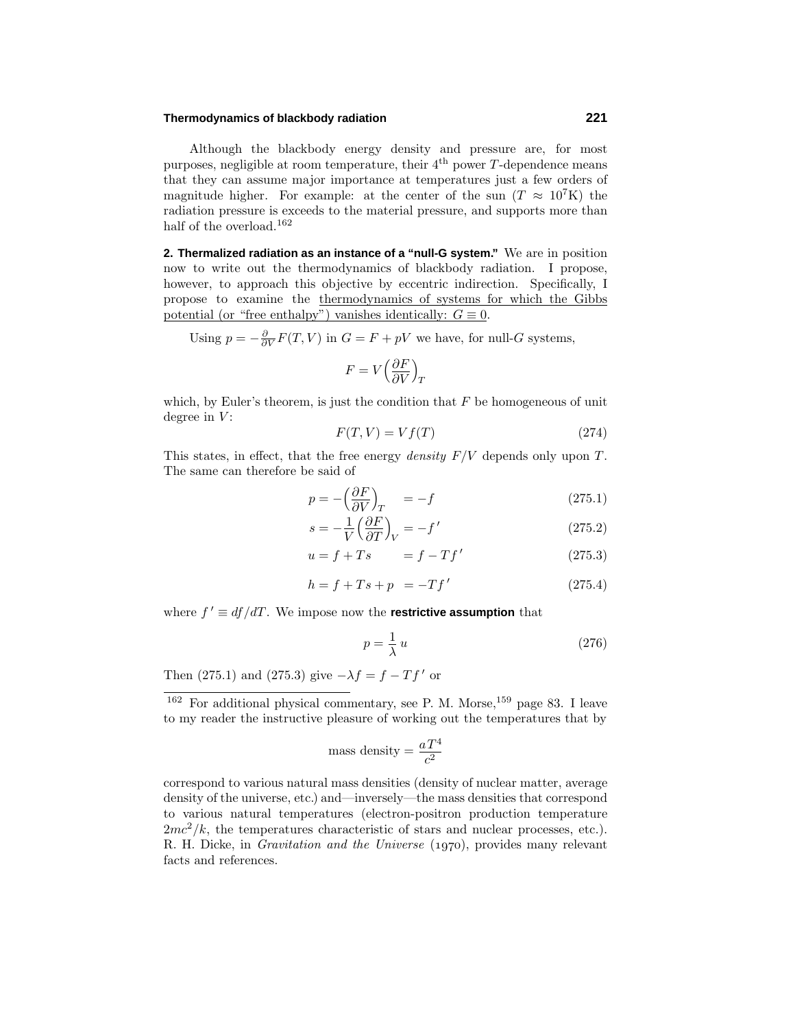Although the blackbody energy density and pressure are, for most purposes, negligible at room temperature, their $4^{\text{th}}$ power $T$-dependence means that they can assume major importance at temperatures just a few orders of magnitude higher. For example: at the center of the sun ($T \approx 10^7$K) the radiation pressure is exceeds to the material pressure, and supports more than half of the overload.[162]

**2. Thermalized radiation as an instance of a "null-G system."** We are in position now to write out the thermodynamics of blackbody radiation. I propose, however, to approach this objective by eccentric indirection. Specifically, I propose to examine the <u>thermodynamics of systems for which the Gibbs potential (or "free enthalpy") vanishes identically: $G \equiv 0$</u>.

Using $p = -\frac{\partial}{\partial V}F(T,V)$ in $G = F + pV$ we have, for null-$G$ systems,

$$F = V\Big(\frac{\partial F}{\partial V}\Big)_T$$

which, by Euler's theorem, is just the condition that $F$ be homogeneous of unit degree in $V$:

$$F(T,V) = V f(T) \tag{274}$$

This states, in effect, that the free energy *density* $F/V$ depends only upon $T$. The same can therefore be said of

$$p = -\Big(\frac{\partial F}{\partial V}\Big)_T \quad = -f \tag{275.1}$$

$$s = -\frac{1}{V}\Big(\frac{\partial F}{\partial T}\Big)_V = -f\,' \tag{275.2}$$

$$u = f + Ts \qquad = f - Tf\,' \tag{275.3}$$

$$h = f + Ts + p \quad = -Tf\,' \tag{275.4}$$

where $f\,' \equiv df/dT$. We impose now the **restrictive assumption** that

$$p = \frac{1}{\lambda}\,u \tag{276}$$

Then (275.1) and (275.3) give $-\lambda f = f - Tf\,'$ or

---

[162] For additional physical commentary, see P. M. Morse,[159] page 83. I leave to my reader the instructive pleasure of working out the temperatures that by

$$\text{mass density} = \frac{aT^4}{c^2}$$

correspond to various natural mass densities (density of nuclear matter, average density of the universe, etc.) and—inversely—the mass densities that correspond to various natural temperatures (electron-positron production temperature $2mc^2/k$, the temperatures characteristic of stars and nuclear processes, etc.). R. H. Dicke, in *Gravitation and the Universe* (1970), provides many relevant facts and references.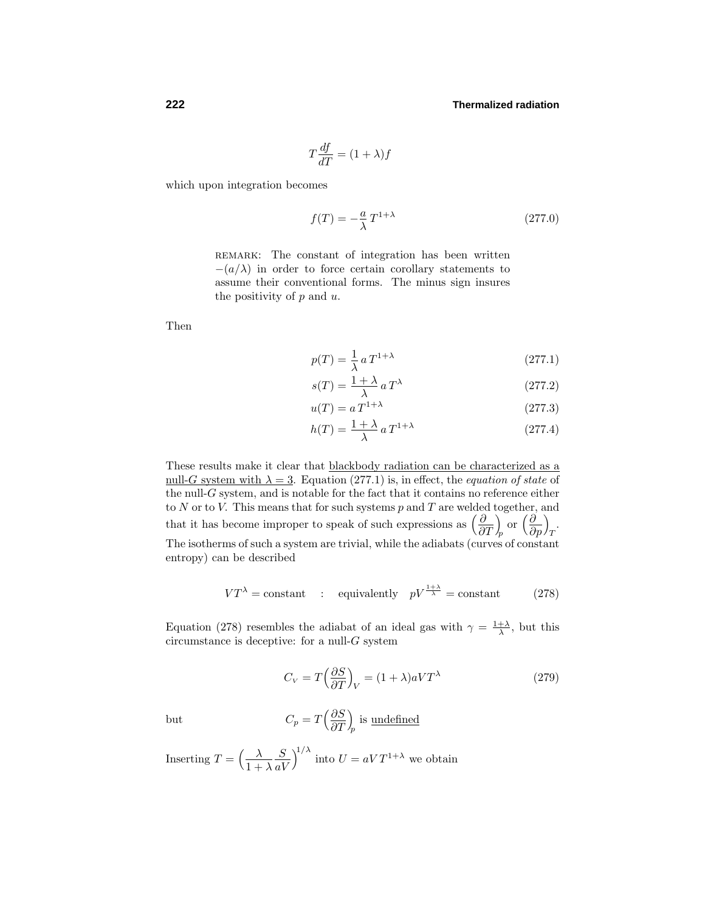$$T\frac{df}{dT} = (1+\lambda)f$$

which upon integration becomes

$$f(T) = -\frac{a}{\lambda}\,T^{1+\lambda} \tag{277.0}$$

> REMARK: The constant of integration has been written $-(a/\lambda)$ in order to force certain corollary statements to assume their conventional forms. The minus sign insures the positivity of $p$ and $u$.

Then

$$p(T) = \frac{1}{\lambda}\,a\,T^{1+\lambda} \tag{277.1}$$

$$s(T) = \frac{1+\lambda}{\lambda}\,a\,T^{\lambda} \tag{277.2}$$

$$u(T) = a\,T^{1+\lambda} \tag{277.3}$$

$$h(T) = \frac{1+\lambda}{\lambda}\,a\,T^{1+\lambda} \tag{277.4}$$

These results make it clear that <u>blackbody radiation can be characterized as a null-$G$ system with $\lambda = 3$</u>. Equation (277.1) is, in effect, the *equation of state* of the null-$G$ system, and is notable for the fact that it contains no reference either to $N$ or to $V$. This means that for such systems $p$ and $T$ are welded together, and that it has become improper to speak of such expressions as $\left(\frac{\partial}{\partial T}\right)_p$ or $\left(\frac{\partial}{\partial p}\right)_T$. The isotherms of such a system are trivial, while the adiabats (curves of constant entropy) can be described

$$VT^{\lambda} = \text{constant} \quad : \quad \text{equivalently} \quad pV^{\frac{1+\lambda}{\lambda}} = \text{constant} \tag{278}$$

Equation (278) resembles the adiabat of an ideal gas with $\gamma = \frac{1+\lambda}{\lambda}$, but this circumstance is deceptive: for a null-$G$ system

$$C_V = T\Big(\frac{\partial S}{\partial T}\Big)_V = (1+\lambda)aVT^{\lambda} \tag{279}$$

but

$$C_p = T\Big(\frac{\partial S}{\partial T}\Big)_p \text{ is \underline{undefined}}$$

Inserting $T = \left(\frac{\lambda}{1+\lambda}\frac{S}{aV}\right)^{1/\lambda}$ into $U = aVT^{1+\lambda}$ we obtain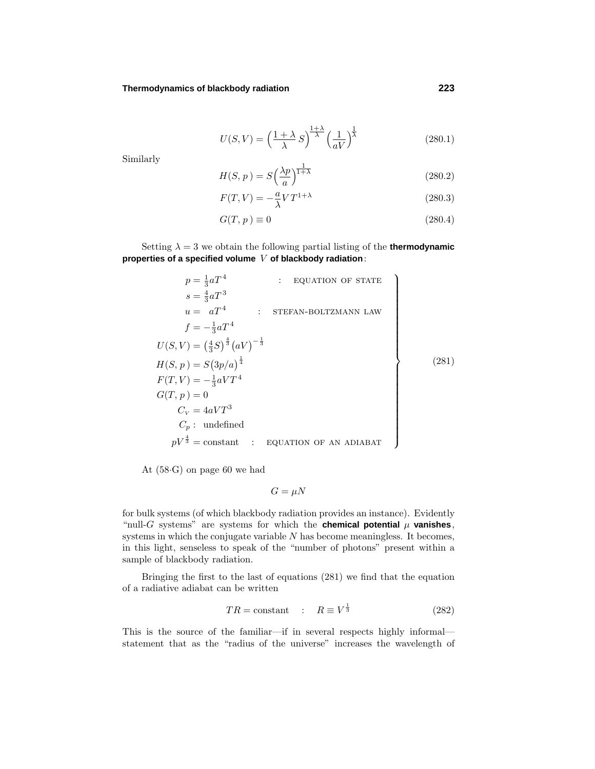$$U(S,V) = \Big(\frac{1+\lambda}{\lambda}\,S\Big)^{\frac{1+\lambda}{\lambda}}\Big(\frac{1}{aV}\Big)^{\frac{1}{\lambda}} \tag{280.1}$$

Similarly

$$H(S,p) = S\Big(\frac{\lambda p}{a}\Big)^{\frac{1}{1+\lambda}} \tag{280.2}$$

$$F(T,V) = -\frac{a}{\lambda}VT^{1+\lambda} \tag{280.3}$$

$$G(T,p) \equiv 0 \tag{280.4}$$

Setting $\lambda = 3$ we obtain the following partial listing of the **thermodynamic properties of a specified volume $V$ of blackbody radiation**:

$$\left.\begin{array}{rl}
p = \frac{1}{3}aT^4 & : \text{ EQUATION OF STATE} \\
s = \frac{4}{3}aT^3 & \\
u = \ \ aT^4 & : \text{ STEFAN-BOLTZMANN LAW} \\
f = -\frac{1}{3}aT^4 & \\
U(S,V) = \big(\frac{4}{3}S\big)^{\frac{4}{3}}\big(aV\big)^{-\frac{1}{3}} & \\
H(S,p) = S\big(3p/a\big)^{\frac{1}{4}} & \\
F(T,V) = -\frac{1}{3}aVT^4 & \\
G(T,p) = 0 & \\
C_V = 4aVT^3 & \\
C_p : \ \text{undefined} & \\
pV^{\frac{4}{3}} = \text{constant} & : \text{ EQUATION OF AN ADIABAT}
\end{array}\right\} \tag{281}$$

At (58·G) on page 60 we had

$$G = \mu N$$

for bulk systems (of which blackbody radiation provides an instance). Evidently "null-$G$ systems" are systems for which the **chemical potential $\mu$ vanishes**, systems in which the conjugate variable $N$ has become meaningless. It becomes, in this light, senseless to speak of the "number of photons" present within a sample of blackbody radiation.

Bringing the first to the last of equations (281) we find that the equation of a radiative adiabat can be written

$$TR = \text{constant} \quad : \quad R \equiv V^{\frac{1}{3}} \tag{282}$$

This is the source of the familiar—if in several respects highly informal—statement that as the "radius of the universe" increases the wavelength of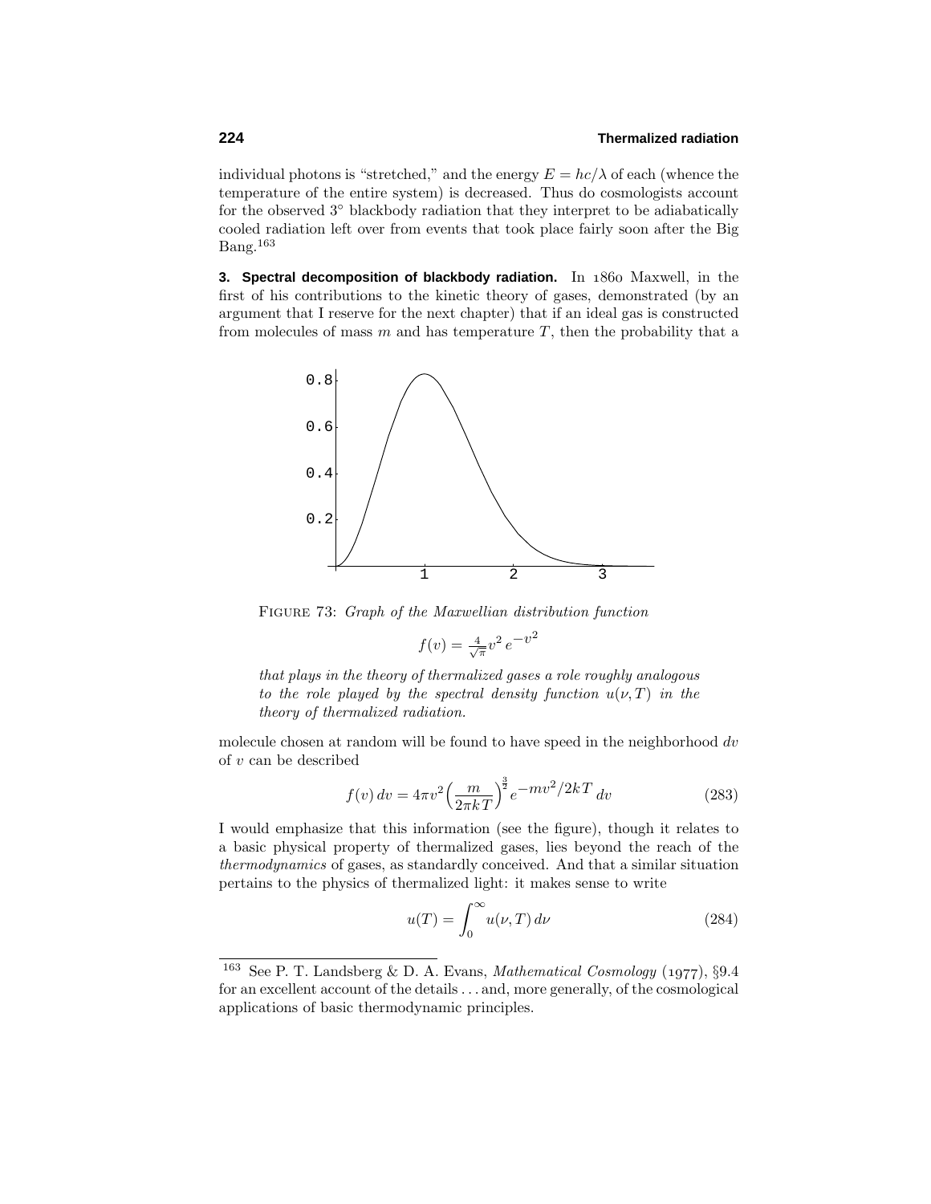individual photons is "stretched," and the energy $E = hc/\lambda$ of each (whence the temperature of the entire system) is decreased. Thus do cosmologists account for the observed 3° blackbody radiation that they interpret to be adiabatically cooled radiation left over from events that took place fairly soon after the Big Bang.[163]

**3. Spectral decomposition of blackbody radiation.** In 1860 Maxwell, in the first of his contributions to the kinetic theory of gases, demonstrated (by an argument that I reserve for the next chapter) that if an ideal gas is constructed from molecules of mass $m$ and has temperature $T$, then the probability that a

FIGURE 73: *Graph of the Maxwellian distribution function*

$$f(v) = \tfrac{4}{\sqrt{\pi}}v^2\, e^{-v^2}$$

*that plays in the theory of thermalized gases a role roughly analogous to the role played by the spectral density function $u(\nu, T)$ in the theory of thermalized radiation.*

molecule chosen at random will be found to have speed in the neighborhood $dv$ of $v$ can be described

$$f(v)\,dv = 4\pi v^2 \Big(\frac{m}{2\pi kT}\Big)^{\frac{3}{2}} e^{-mv^2/2kT}\,dv \tag{283}$$

I would emphasize that this information (see the figure), though it relates to a basic physical property of thermalized gases, lies beyond the reach of the *thermodynamics* of gases, as standardly conceived. And that a similar situation pertains to the physics of thermalized light: it makes sense to write

$$u(T) = \int_0^\infty u(\nu, T)\,d\nu \tag{284}$$

[163] See P. T. Landsberg & D. A. Evans, *Mathematical Cosmology* (1977), §9.4 for an excellent account of the details . . . and, more generally, of the cosmological applications of basic thermodynamic principles.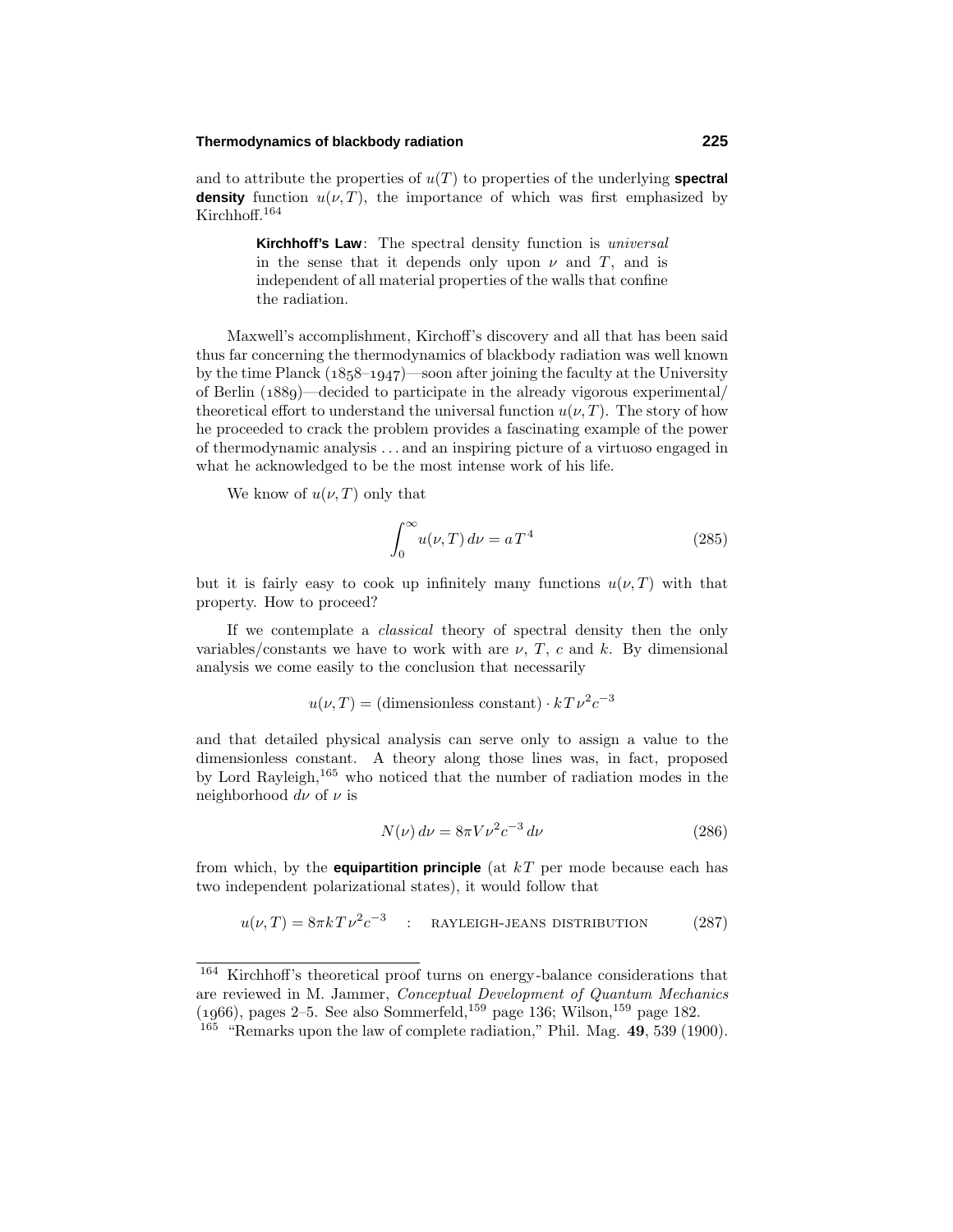and to attribute the properties of $u(T)$ to properties of the underlying **spectral density** function $u(\nu, T)$, the importance of which was first emphasized by Kirchhoff.[164]

> **Kirchhoff's Law**: The spectral density function is *universal* in the sense that it depends only upon $\nu$ and $T$, and is independent of all material properties of the walls that confine the radiation.

Maxwell's accomplishment, Kirchoff's discovery and all that has been said thus far concerning the thermodynamics of blackbody radiation was well known by the time Planck (1858–1947)—soon after joining the faculty at the University of Berlin (1889)—decided to participate in the already vigorous experimental/theoretical effort to understand the universal function $u(\nu, T)$. The story of how he proceeded to crack the problem provides a fascinating example of the power of thermodynamic analysis . . . and an inspiring picture of a virtuoso engaged in what he acknowledged to be the most intense work of his life.

We know of $u(\nu, T)$ only that

$$\int_0^\infty u(\nu, T)\, d\nu = aT^4 \tag{285}$$

but it is fairly easy to cook up infinitely many functions $u(\nu, T)$ with that property. How to proceed?

If we contemplate a *classical* theory of spectral density then the only variables/constants we have to work with are $\nu$, $T$, $c$ and $k$. By dimensional analysis we come easily to the conclusion that necessarily

$$u(\nu, T) = (\text{dimensionless constant}) \cdot kT\nu^2 c^{-3}$$

and that detailed physical analysis can serve only to assign a value to the dimensionless constant. A theory along those lines was, in fact, proposed by Lord Rayleigh,[165] who noticed that the number of radiation modes in the neighborhood $d\nu$ of $\nu$ is

$$N(\nu)\, d\nu = 8\pi V \nu^2 c^{-3}\, d\nu \tag{286}$$

from which, by the **equipartition principle** (at $kT$ per mode because each has two independent polarizational states), it would follow that

$$u(\nu, T) = 8\pi kT\nu^2 c^{-3} \quad : \quad \text{RAYLEIGH-JEANS DISTRIBUTION} \tag{287}$$

---

[164] Kirchhoff's theoretical proof turns on energy-balance considerations that are reviewed in M. Jammer, *Conceptual Development of Quantum Mechanics* (1966), pages 2–5. See also Sommerfeld,[159] page 136; Wilson,[159] page 182.

[165] "Remarks upon the law of complete radiation," Phil. Mag. **49**, 539 (1900).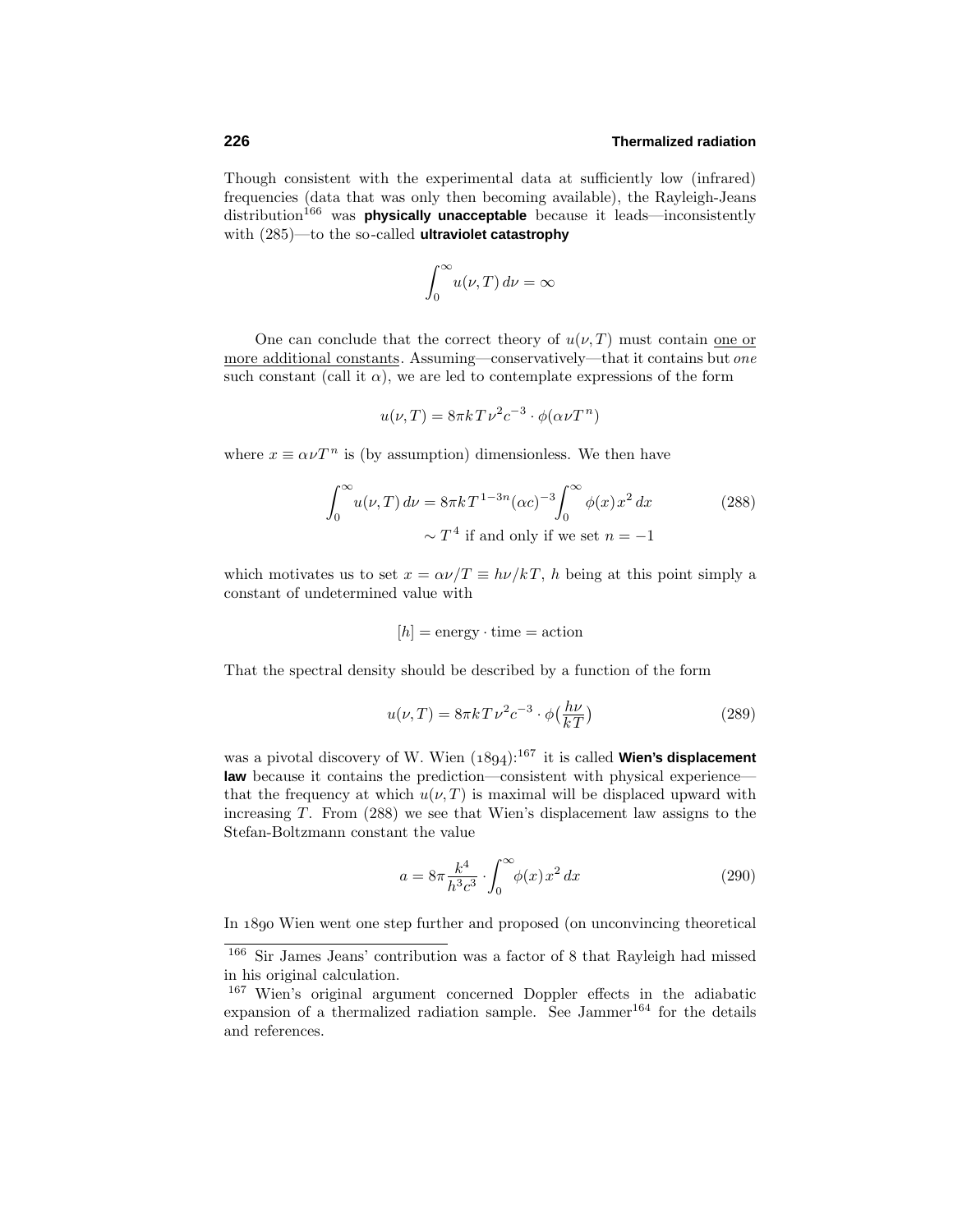Though consistent with the experimental data at sufficiently low (infrared) frequencies (data that was only then becoming available), the Rayleigh-Jeans distribution[166] was **physically unacceptable** because it leads—inconsistently with (285)—to the so-called **ultraviolet catastrophy**

$$\int_0^\infty u(\nu, T)\, d\nu = \infty$$

One can conclude that the correct theory of $u(\nu, T)$ must contain one or more additional constants. Assuming—conservatively—that it contains but *one* such constant (call it $\alpha$), we are led to contemplate expressions of the form

$$u(\nu, T) = 8\pi k T \nu^2 c^{-3} \cdot \phi(\alpha \nu T^n)$$

where $x \equiv \alpha \nu T^n$ is (by assumption) dimensionless. We then have

$$\begin{aligned}\int_0^\infty u(\nu, T)\, d\nu &= 8\pi k T^{1-3n} (\alpha c)^{-3} \int_0^\infty \phi(x)\, x^2\, dx \\ &\sim T^4 \text{ if and only if we set } n = -1\end{aligned} \tag{288}$$

which motivates us to set $x = \alpha\nu/T \equiv h\nu/kT$, $h$ being at this point simply a constant of undetermined value with

$$[h] = \text{energy} \cdot \text{time} = \text{action}$$

That the spectral density should be described by a function of the form

$$u(\nu, T) = 8\pi k T \nu^2 c^{-3} \cdot \phi\big(\tfrac{h\nu}{kT}\big) \tag{289}$$

was a pivotal discovery of W. Wien (1894):[167] it is called **Wien's displacement law** because it contains the prediction—consistent with physical experience—that the frequency at which $u(\nu, T)$ is maximal will be displaced upward with increasing $T$. From (288) we see that Wien's displacement law assigns to the Stefan-Boltzmann constant the value

$$a = 8\pi \frac{k^4}{h^3 c^3} \cdot \int_0^\infty \phi(x)\, x^2\, dx \tag{290}$$

In 1890 Wien went one step further and proposed (on unconvincing theoretical

---

[166] Sir James Jeans' contribution was a factor of 8 that Rayleigh had missed in his original calculation.

[167] Wien's original argument concerned Doppler effects in the adiabatic expansion of a thermalized radiation sample. See Jammer[164] for the details and references.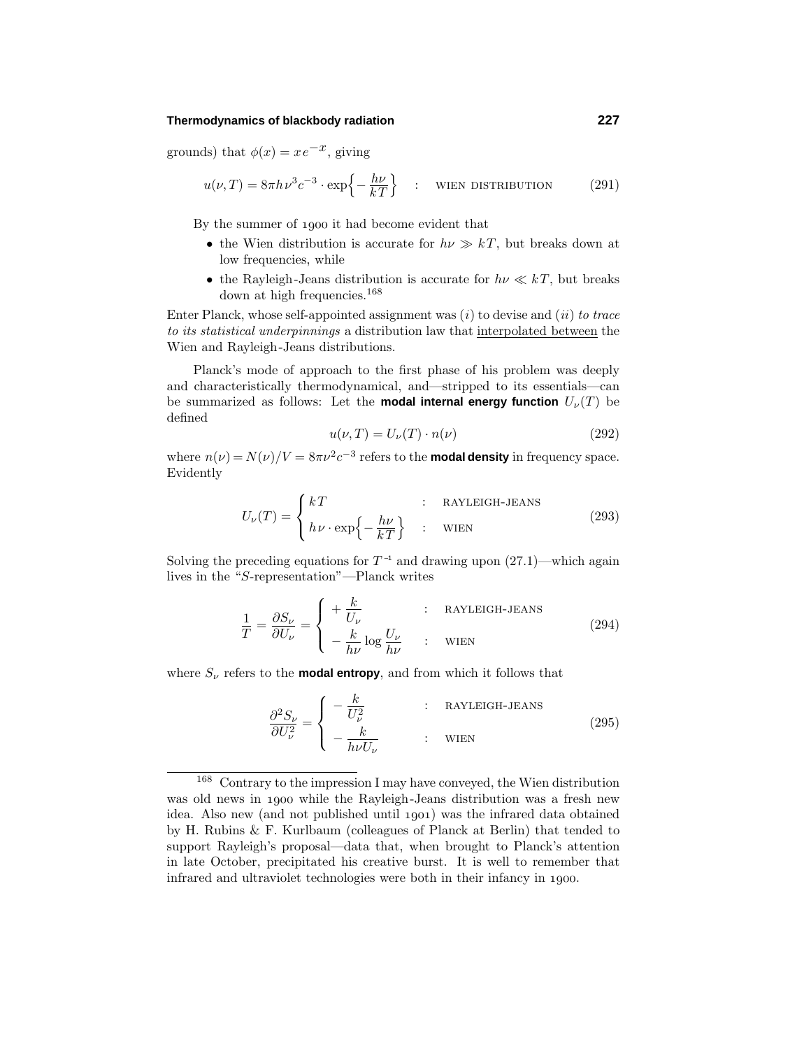grounds) that $\phi(x) = x\,e^{-x}$, giving

$$u(\nu, T) = 8\pi h\nu^3 c^{-3} \cdot \exp\Big\{-\frac{h\nu}{kT}\Big\} \quad : \quad \text{WIEN DISTRIBUTION} \tag{291}$$

By the summer of 1900 it had become evident that

- the Wien distribution is accurate for $h\nu \gg kT$, but breaks down at low frequencies, while
- the Rayleigh-Jeans distribution is accurate for $h\nu \ll kT$, but breaks down at high frequencies.[168]

Enter Planck, whose self-appointed assignment was $(i)$ to devise and $(ii)$ *to trace to its statistical underpinnings* a distribution law that interpolated between the Wien and Rayleigh-Jeans distributions.

Planck's mode of approach to the first phase of his problem was deeply and characteristically thermodynamical, and—stripped to its essentials—can be summarized as follows: Let the **modal internal energy function** $U_\nu(T)$ be defined

$$u(\nu, T) = U_\nu(T) \cdot n(\nu) \tag{292}$$

where $n(\nu) = N(\nu)/V = 8\pi\nu^2 c^{-3}$ refers to the **modal density** in frequency space. Evidently

$$U_\nu(T) = \begin{cases} kT & : \quad \text{RAYLEIGH-JEANS} \\ h\nu \cdot \exp\Big\{-\dfrac{h\nu}{kT}\Big\} & : \quad \text{WIEN} \end{cases} \tag{293}$$

Solving the preceding equations for $T^{-1}$ and drawing upon (27.1)—which again lives in the "$S$-representation"—Planck writes

$$\frac{1}{T} = \frac{\partial S_\nu}{\partial U_\nu} = \begin{cases} +\dfrac{k}{U_\nu} & : \quad \text{RAYLEIGH-JEANS} \\ -\dfrac{k}{h\nu}\log\dfrac{U_\nu}{h\nu} & : \quad \text{WIEN} \end{cases} \tag{294}$$

where $S_\nu$ refers to the **modal entropy**, and from which it follows that

$$\frac{\partial^2 S_\nu}{\partial U_\nu^2} = \begin{cases} -\dfrac{k}{U_\nu^2} & : \quad \text{RAYLEIGH-JEANS} \\ -\dfrac{k}{h\nu U_\nu} & : \quad \text{WIEN} \end{cases} \tag{295}$$

---

[168] Contrary to the impression I may have conveyed, the Wien distribution was old news in 1900 while the Rayleigh-Jeans distribution was a fresh new idea. Also new (and not published until 1901) was the infrared data obtained by H. Rubins & F. Kurlbaum (colleagues of Planck at Berlin) that tended to support Rayleigh's proposal—data that, when brought to Planck's attention in late October, precipitated his creative burst. It is well to remember that infrared and ultraviolet technologies were both in their infancy in 1900.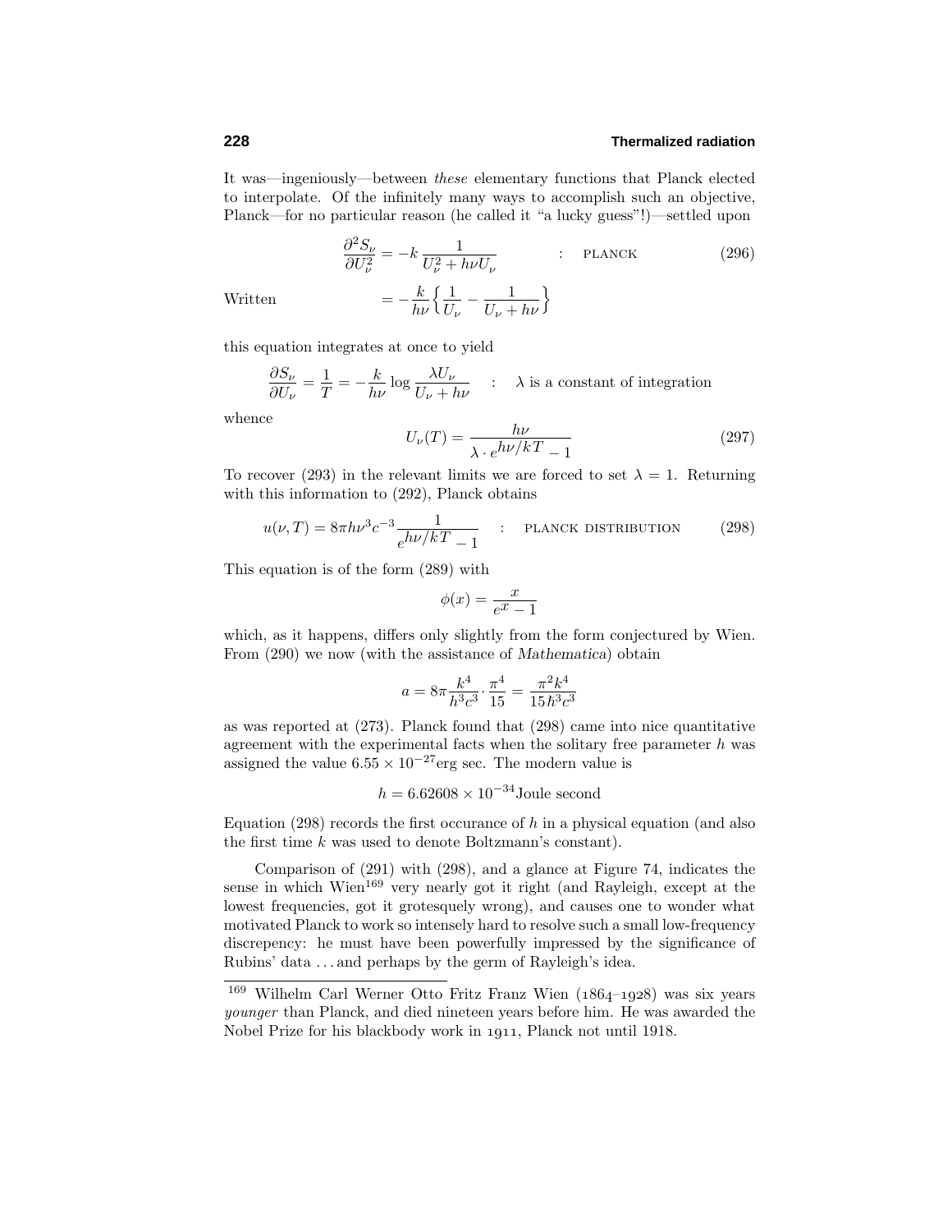It was—ingeniously—between *these* elementary functions that Planck elected to interpolate. Of the infinitely many ways to accomplish such an objective, Planck—for no particular reason (he called it "a lucky guess"!)—settled upon

$$\frac{\partial^2 S_\nu}{\partial U_\nu^2} = -k\,\frac{1}{U_\nu^2 + h\nu U_\nu} \qquad : \quad \text{PLANCK} \tag{296}$$

Written

$$= -\frac{k}{h\nu}\Big\{\frac{1}{U_\nu} - \frac{1}{U_\nu + h\nu}\Big\}$$

this equation integrates at once to yield

$$\frac{\partial S_\nu}{\partial U_\nu} = \frac{1}{T} = -\frac{k}{h\nu}\log\frac{\lambda U_\nu}{U_\nu + h\nu} \quad : \quad \lambda \text{ is a constant of integration}$$

whence

$$U_\nu(T) = \frac{h\nu}{\lambda \cdot e^{h\nu/kT} - 1} \tag{297}$$

To recover (293) in the relevant limits we are forced to set $\lambda = 1$. Returning with this information to (292), Planck obtains

$$u(\nu, T) = 8\pi h\nu^3 c^{-3}\frac{1}{e^{h\nu/kT} - 1} \quad : \quad \text{PLANCK DISTRIBUTION} \tag{298}$$

This equation is of the form (289) with

$$\phi(x) = \frac{x}{e^x - 1}$$

which, as it happens, differs only slightly from the form conjectured by Wien. From (290) we now (with the assistance of *Mathematica*) obtain

$$a = 8\pi\frac{k^4}{h^3c^3}\cdot\frac{\pi^4}{15} = \frac{\pi^2 k^4}{15\hbar^3 c^3}$$

as was reported at (273). Planck found that (298) came into nice quantitative agreement with the experimental facts when the solitary free parameter $h$ was assigned the value $6.55 \times 10^{-27}$erg sec. The modern value is

$$h = 6.62608 \times 10^{-34}\text{Joule second}$$

Equation (298) records the first occurance of $h$ in a physical equation (and also the first time $k$ was used to denote Boltzmann's constant).

Comparison of (291) with (298), and a glance at Figure 74, indicates the sense in which Wien[169] very nearly got it right (and Rayleigh, except at the lowest frequencies, got it grotesquely wrong), and causes one to wonder what motivated Planck to work so intensely hard to resolve such a small low-frequency discrepency: he must have been powerfully impressed by the significance of Rubins' data ... and perhaps by the germ of Rayleigh's idea.

[169] Wilhelm Carl Werner Otto Fritz Franz Wien (1864–1928) was six years *younger* than Planck, and died nineteen years before him. He was awarded the Nobel Prize for his blackbody work in 1911, Planck not until 1918.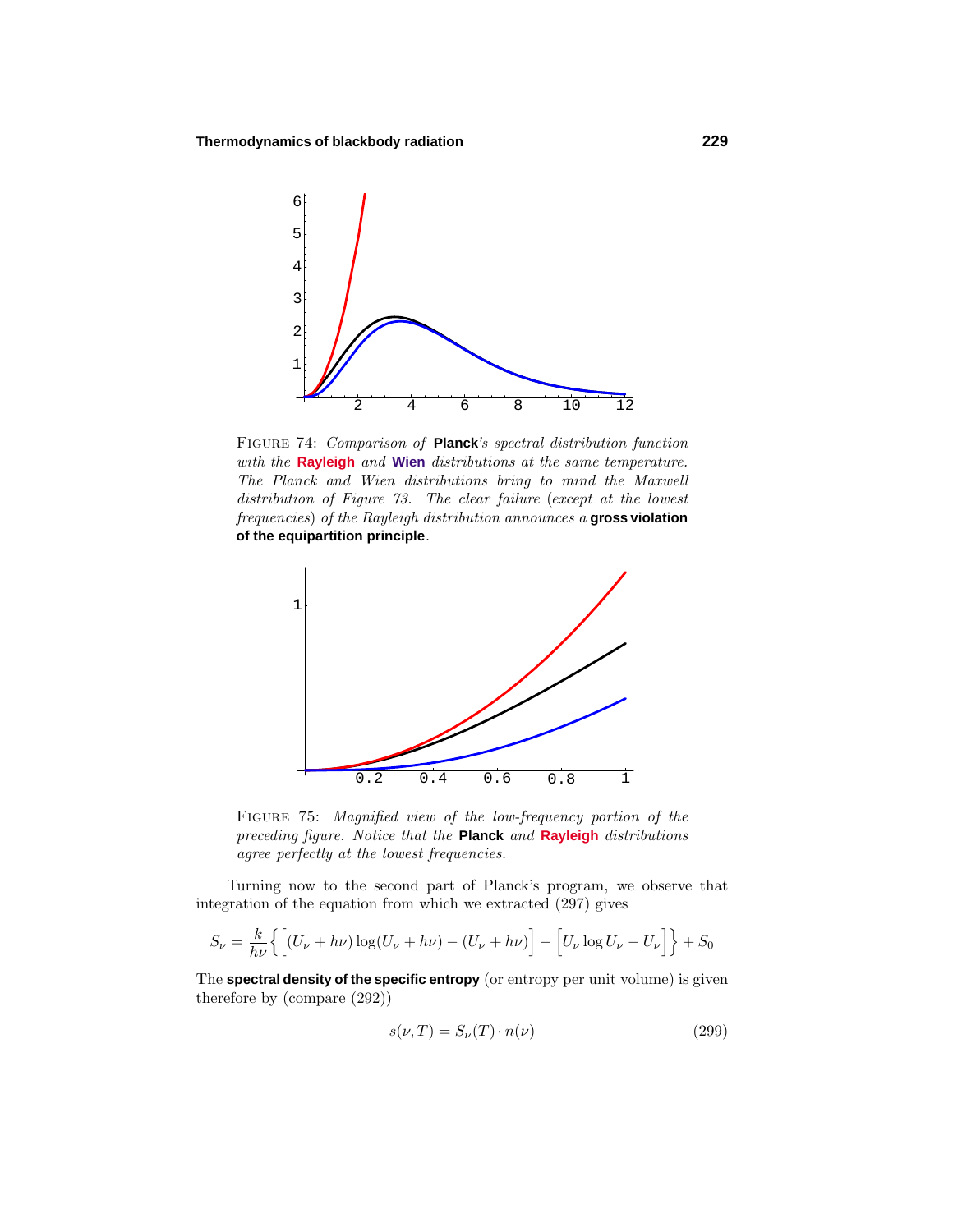FIGURE 74: *Comparison of* **Planck**'*s spectral distribution function with the* **Rayleigh** *and* **Wien** *distributions at the same temperature. The Planck and Wien distributions bring to mind the Maxwell distribution of Figure 73. The clear failure* (*except at the lowest frequencies*) *of the Rayleigh distribution announces a* **gross violation of the equipartition principle**.

FIGURE 75: *Magnified view of the low-frequency portion of the preceding figure. Notice that the* **Planck** *and* **Rayleigh** *distributions agree perfectly at the lowest frequencies.*

Turning now to the second part of Planck's program, we observe that integration of the equation from which we extracted (297) gives

$$S_\nu = \frac{k}{h\nu}\Big\{\Big[(U_\nu + h\nu)\log(U_\nu + h\nu) - (U_\nu + h\nu)\Big] - \Big[U_\nu \log U_\nu - U_\nu\Big]\Big\} + S_0$$

The **spectral density of the specific entropy** (or entropy per unit volume) is given therefore by (compare (292))

$$s(\nu, T) = S_\nu(T) \cdot n(\nu) \tag{299}$$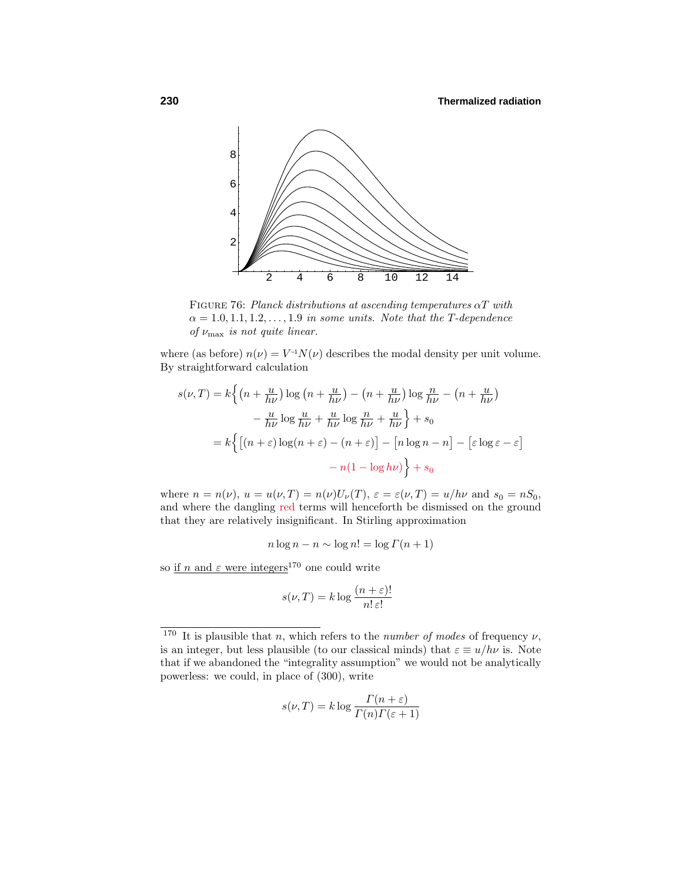FIGURE 76: *Planck distributions at ascending temperatures $\alpha T$ with $\alpha = 1.0, 1.1, 1.2, \ldots, 1.9$ in some units. Note that the $T$-dependence of $\nu_{\max}$ is not quite linear.*

where (as before) $n(\nu) = V^{-1}N(\nu)$ describes the modal density per unit volume. By straightforward calculation

$$
\begin{aligned}
s(\nu,T) &= k\Big\{\big(n + \tfrac{u}{h\nu}\big)\log\big(n + \tfrac{u}{h\nu}\big) - \big(n + \tfrac{u}{h\nu}\big)\log\tfrac{n}{h\nu} - \big(n + \tfrac{u}{h\nu}\big) \\
&\qquad - \tfrac{u}{h\nu}\log\tfrac{u}{h\nu} + \tfrac{u}{h\nu}\log\tfrac{n}{h\nu} + \tfrac{u}{h\nu}\Big\} + s_0 \\
&= k\Big\{\big[(n+\varepsilon)\log(n+\varepsilon) - (n+\varepsilon)\big] - \big[n\log n - n\big] - \big[\varepsilon\log\varepsilon - \varepsilon\big] \\
&\qquad - n(1 - \log h\nu)\Big\} + s_0
\end{aligned}
$$

where $n = n(\nu)$, $u = u(\nu,T) = n(\nu)U_\nu(T)$, $\varepsilon = \varepsilon(\nu,T) = u/h\nu$ and $s_0 = nS_0$, and where the dangling red terms will henceforth be dismissed on the ground that they are relatively insignificant. In Stirling approximation

$$
n\log n - n \sim \log n! = \log\Gamma(n+1)
$$

so <u>if $n$ and $\varepsilon$ were integers</u>[170] one could write

$$
s(\nu,T) = k\log\frac{(n+\varepsilon)!}{n!\,\varepsilon!}
$$

---

[170] It is plausible that $n$, which refers to the *number of modes* of frequency $\nu$, is an integer, but less plausible (to our classical minds) that $\varepsilon \equiv u/h\nu$ is. Note that if we abandoned the "integrality assumption" we would not be analytically powerless: we could, in place of (300), write

$$
s(\nu,T) = k\log\frac{\Gamma(n+\varepsilon)}{\Gamma(n)\Gamma(\varepsilon+1)}
$$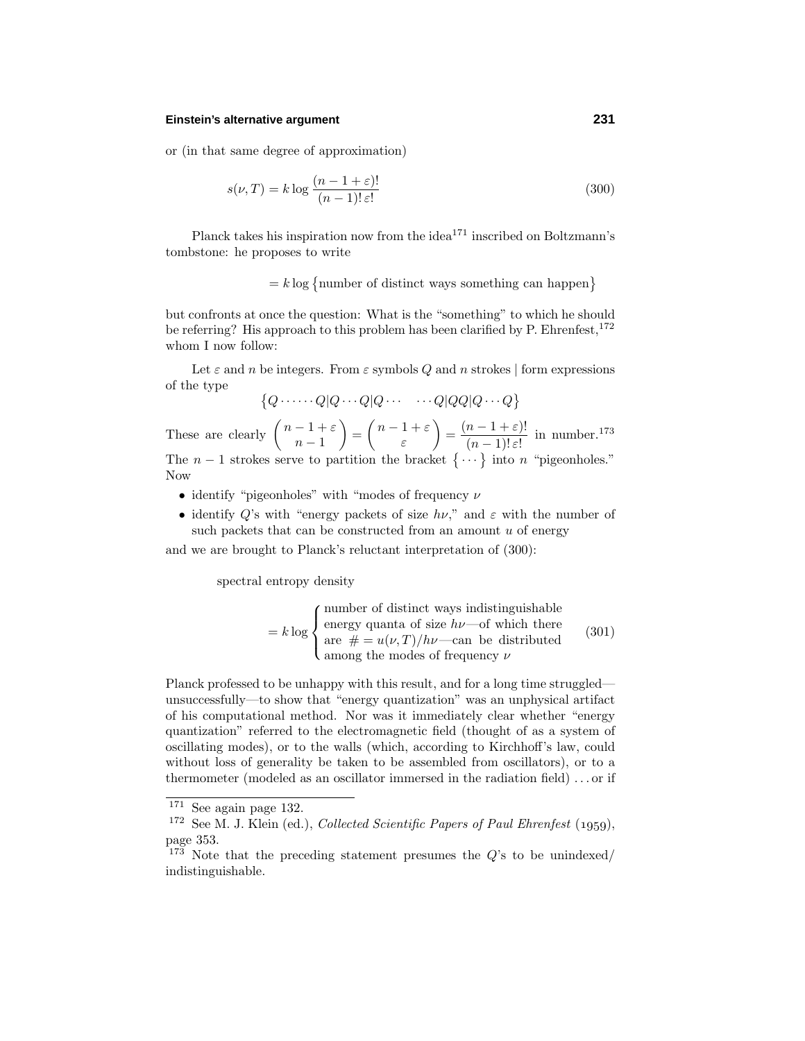or (in that same degree of approximation)

$$s(\nu, T) = k \log \frac{(n-1+\varepsilon)!}{(n-1)!\,\varepsilon!} \tag{300}$$

Planck takes his inspiration now from the idea[171] inscribed on Boltzmann's tombstone: he proposes to write

$$= k \log \big\{\text{number of distinct ways something can happen}\big\}$$

but confronts at once the question: What is the "something" to which he should be referring? His approach to this problem has been clarified by P. Ehrenfest,[172] whom I now follow:

Let $\varepsilon$ and $n$ be integers. From $\varepsilon$ symbols $Q$ and $n$ strokes $|$ form expressions of the type

$$\big\{Q \cdots\cdots Q|Q \cdots Q|Q \cdots \quad \cdots Q|QQ|Q \cdots Q\big\}$$

These are clearly $\begin{pmatrix} n-1+\varepsilon \\ n-1 \end{pmatrix} = \begin{pmatrix} n-1+\varepsilon \\ \varepsilon \end{pmatrix} = \dfrac{(n-1+\varepsilon)!}{(n-1)!\,\varepsilon!}$ in number.[173] The $n-1$ strokes serve to partition the bracket $\big\{\cdots\big\}$ into $n$ "pigeonholes." Now

- identify "pigeonholes" with "modes of frequency $\nu$
- identify $Q$'s with "energy packets of size $h\nu$," and $\varepsilon$ with the number of such packets that can be constructed from an amount $u$ of energy

and we are brought to Planck's reluctant interpretation of (300):

spectral entropy density

$$= k \log \begin{cases} \text{number of distinct ways indistinguishable} \\ \text{energy quanta of size } h\nu\text{—of which there} \\ \text{are } \# = u(\nu, T)/h\nu\text{—can be distributed} \\ \text{among the modes of frequency } \nu \end{cases} \tag{301}$$

Planck professed to be unhappy with this result, and for a long time struggled—unsuccessfully—to show that "energy quantization" was an unphysical artifact of his computational method. Nor was it immediately clear whether "energy quantization" referred to the electromagnetic field (thought of as a system of oscillating modes), or to the walls (which, according to Kirchhoff's law, could without loss of generality be taken to be assembled from oscillators), or to a thermometer (modeled as an oscillator immersed in the radiation field) . . . or if

---

[171] See again page 132.

[172] See M. J. Klein (ed.), *Collected Scientific Papers of Paul Ehrenfest* (1959), page 353.

[173] Note that the preceding statement presumes the $Q$'s to be unindexed/indistinguishable.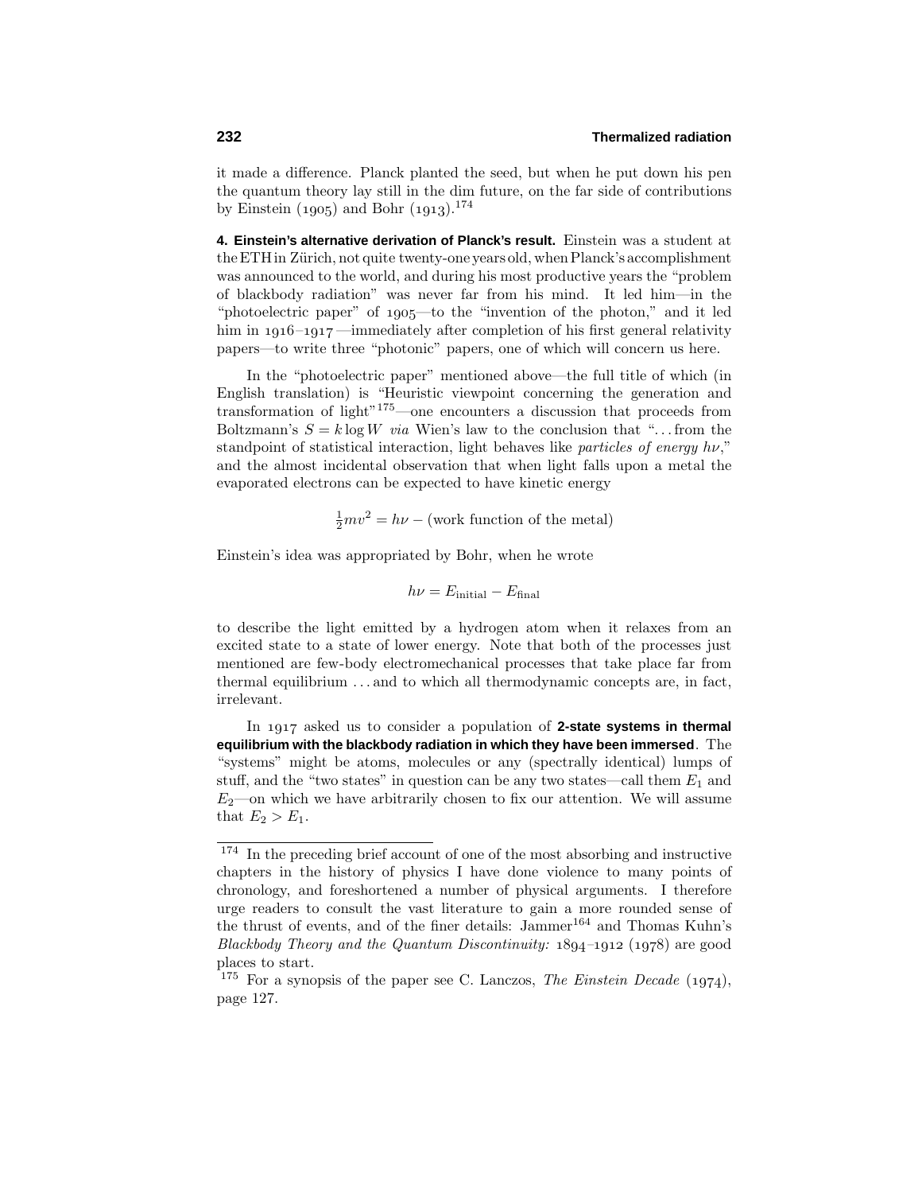it made a difference. Planck planted the seed, but when he put down his pen the quantum theory lay still in the dim future, on the far side of contributions by Einstein (1905) and Bohr (1913).[174]

**4. Einstein's alternative derivation of Planck's result.** Einstein was a student at the ETH in Zürich, not quite twenty-one years old, when Planck's accomplishment was announced to the world, and during his most productive years the "problem of blackbody radiation" was never far from his mind. It led him—in the "photoelectric paper" of 1905—to the "invention of the photon," and it led him in 1916–1917—immediately after completion of his first general relativity papers—to write three "photonic" papers, one of which will concern us here.

In the "photoelectric paper" mentioned above—the full title of which (in English translation) is "Heuristic viewpoint concerning the generation and transformation of light"[175]—one encounters a discussion that proceeds from Boltzmann's $S = k \log W$ *via* Wien's law to the conclusion that "...from the standpoint of statistical interaction, light behaves like *particles of energy* $h\nu$," and the almost incidental observation that when light falls upon a metal the evaporated electrons can be expected to have kinetic energy

$$\tfrac{1}{2}mv^2 = h\nu - (\text{work function of the metal})$$

Einstein's idea was appropriated by Bohr, when he wrote

$$h\nu = E_{\text{initial}} - E_{\text{final}}$$

to describe the light emitted by a hydrogen atom when it relaxes from an excited state to a state of lower energy. Note that both of the processes just mentioned are few-body electromechanical processes that take place far from thermal equilibrium ... and to which all thermodynamic concepts are, in fact, irrelevant.

In 1917 asked us to consider a population of **2-state systems in thermal equilibrium with the blackbody radiation in which they have been immersed**. The "systems" might be atoms, molecules or any (spectrally identical) lumps of stuff, and the "two states" in question can be any two states—call them $E_1$ and $E_2$—on which we have arbitrarily chosen to fix our attention. We will assume that $E_2 > E_1$.

---

[174] In the preceding brief account of one of the most absorbing and instructive chapters in the history of physics I have done violence to many points of chronology, and foreshortened a number of physical arguments. I therefore urge readers to consult the vast literature to gain a more rounded sense of the thrust of events, and of the finer details: Jammer[164] and Thomas Kuhn's *Blackbody Theory and the Quantum Discontinuity:* 1894–1912 (1978) are good places to start.

[175] For a synopsis of the paper see C. Lanczos, *The Einstein Decade* (1974), page 127.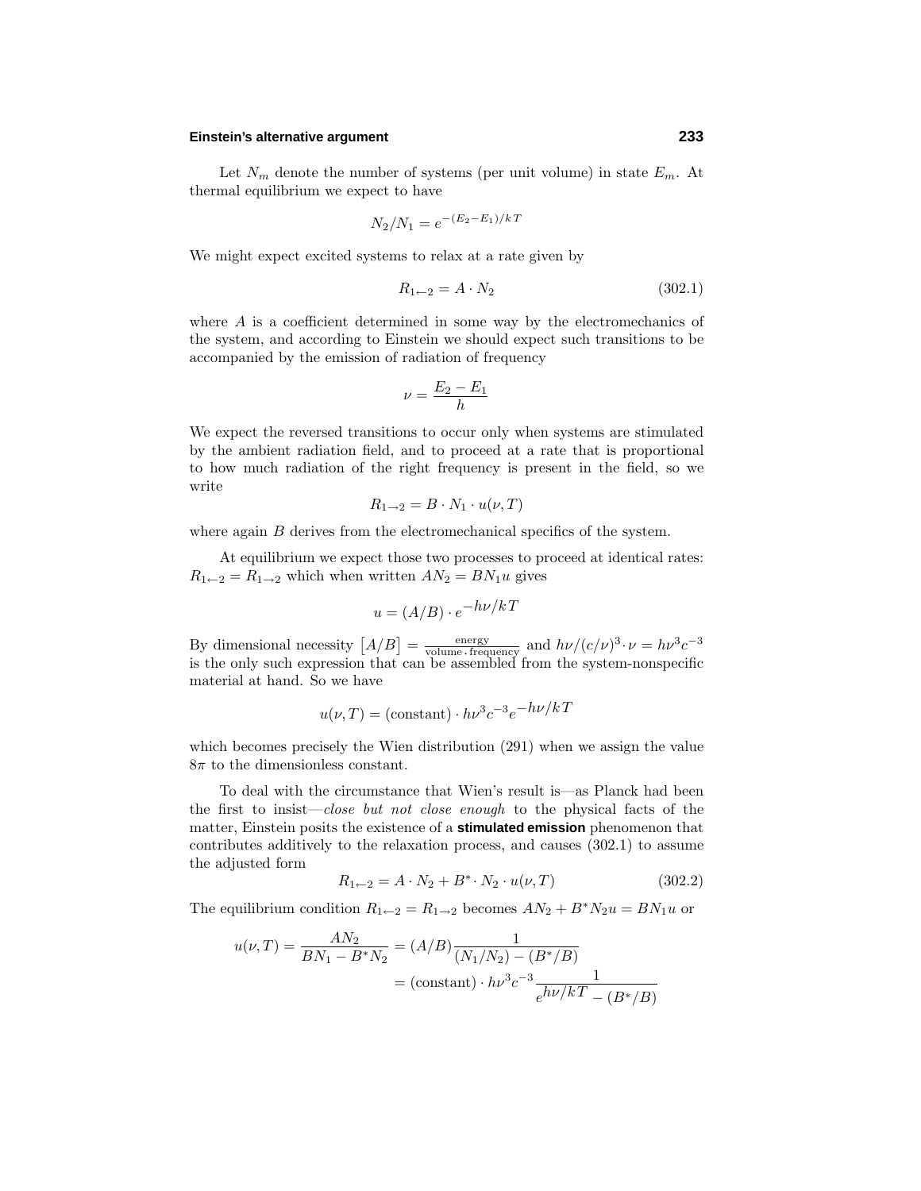Let $N_m$ denote the number of systems (per unit volume) in state $E_m$. At thermal equilibrium we expect to have

$$N_2/N_1 = e^{-(E_2 - E_1)/kT}$$

We might expect excited systems to relax at a rate given by

$$R_{1 \leftarrow 2} = A \cdot N_2 \tag{302.1}$$

where $A$ is a coefficient determined in some way by the electromechanics of the system, and according to Einstein we should expect such transitions to be accompanied by the emission of radiation of frequency

$$\nu = \frac{E_2 - E_1}{h}$$

We expect the reversed transitions to occur only when systems are stimulated by the ambient radiation field, and to proceed at a rate that is proportional to how much radiation of the right frequency is present in the field, so we write

$$R_{1 \rightarrow 2} = B \cdot N_1 \cdot u(\nu, T)$$

where again $B$ derives from the electromechanical specifics of the system.

At equilibrium we expect those two processes to proceed at identical rates: $R_{1 \leftarrow 2} = R_{1 \rightarrow 2}$ which when written $AN_2 = BN_1 u$ gives

$$u = (A/B) \cdot e^{-h\nu/kT}$$

By dimensional necessity $\big[A/B\big] = \frac{\text{energy}}{\text{volume} \cdot \text{frequency}}$ and $h\nu/(c/\nu)^3 \cdot \nu = h\nu^3 c^{-3}$ is the only such expression that can be assembled from the system-nonspecific material at hand. So we have

$$u(\nu, T) = (\text{constant}) \cdot h\nu^3 c^{-3} e^{-h\nu/kT}$$

which becomes precisely the Wien distribution (291) when we assign the value $8\pi$ to the dimensionless constant.

To deal with the circumstance that Wien's result is—as Planck had been the first to insist—*close but not close enough* to the physical facts of the matter, Einstein posits the existence of a **stimulated emission** phenomenon that contributes additively to the relaxation process, and causes (302.1) to assume the adjusted form

$$R_{1 \leftarrow 2} = A \cdot N_2 + B^* \cdot N_2 \cdot u(\nu, T) \tag{302.2}$$

The equilibrium condition $R_{1 \leftarrow 2} = R_{1 \rightarrow 2}$ becomes $AN_2 + B^* N_2 u = BN_1 u$ or

$$\begin{aligned}
u(\nu, T) = \frac{AN_2}{BN_1 - B^* N_2} &= (A/B) \frac{1}{(N_1/N_2) - (B^*/B)} \\
&= (\text{constant}) \cdot h\nu^3 c^{-3} \frac{1}{e^{h\nu/kT} - (B^*/B)}
\end{aligned}$$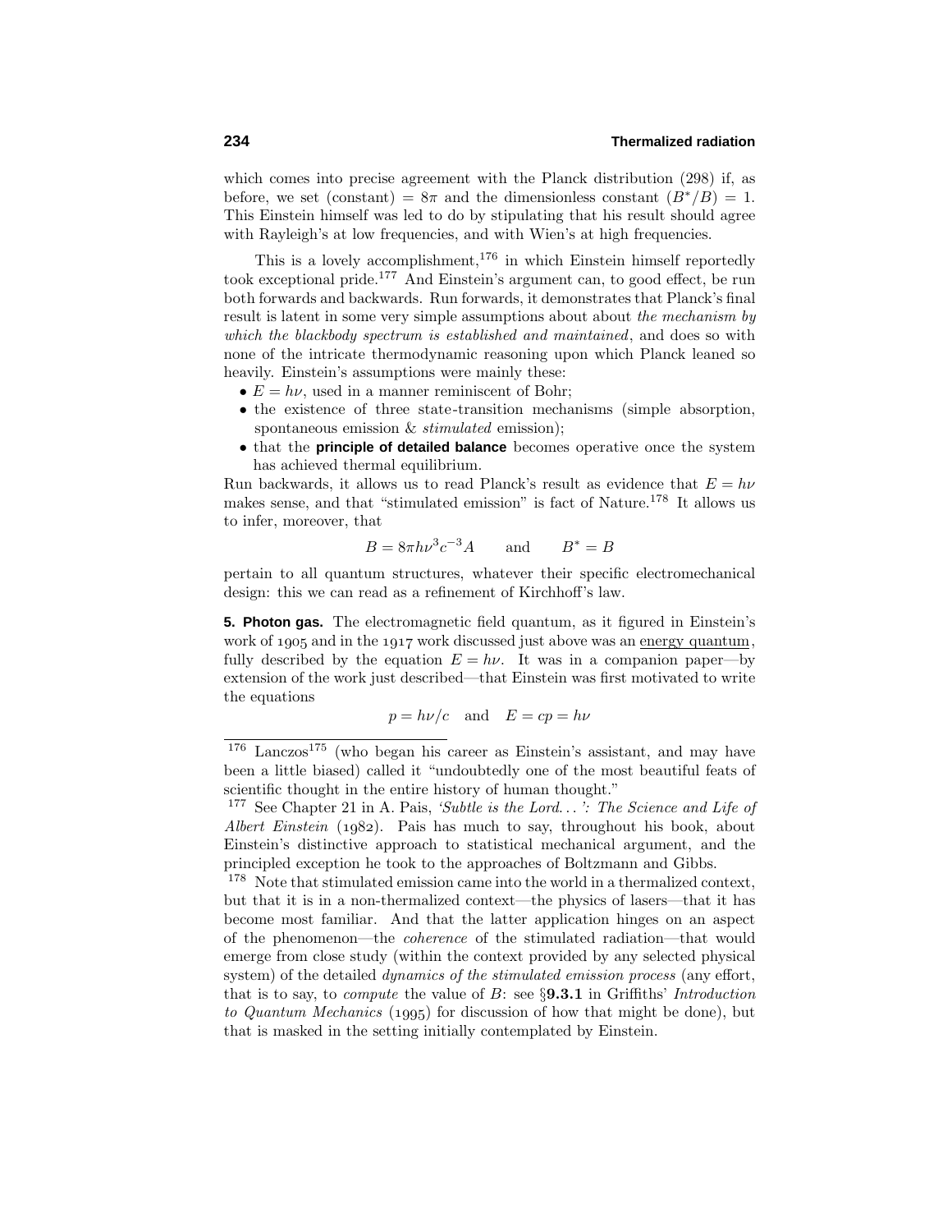which comes into precise agreement with the Planck distribution (298) if, as before, we set (constant) $= 8\pi$ and the dimensionless constant $(B^*/B) = 1$. This Einstein himself was led to do by stipulating that his result should agree with Rayleigh's at low frequencies, and with Wien's at high frequencies.

This is a lovely accomplishment,[176] in which Einstein himself reportedly took exceptional pride.[177] And Einstein's argument can, to good effect, be run both forwards and backwards. Run forwards, it demonstrates that Planck's final result is latent in some very simple assumptions about about *the mechanism by which the blackbody spectrum is established and maintained*, and does so with none of the intricate thermodynamic reasoning upon which Planck leaned so heavily. Einstein's assumptions were mainly these:

- $E = h\nu$, used in a manner reminiscent of Bohr;
- the existence of three state-transition mechanisms (simple absorption, spontaneous emission & *stimulated* emission);
- that the **principle of detailed balance** becomes operative once the system has achieved thermal equilibrium.

Run backwards, it allows us to read Planck's result as evidence that $E = h\nu$ makes sense, and that "stimulated emission" is fact of Nature.[178] It allows us to infer, moreover, that

$$B = 8\pi h\nu^3 c^{-3} A \qquad \text{and} \qquad B^* = B$$

pertain to all quantum structures, whatever their specific electromechanical design: this we can read as a refinement of Kirchhoff's law.

**5. Photon gas.** The electromagnetic field quantum, as it figured in Einstein's work of 1905 and in the 1917 work discussed just above was an energy quantum, fully described by the equation $E = h\nu$. It was in a companion paper—by extension of the work just described—that Einstein was first motivated to write the equations

$$p = h\nu/c \quad \text{and} \quad E = cp = h\nu$$

---

[176] Lanczos[175] (who began his career as Einstein's assistant, and may have been a little biased) called it "undoubtedly one of the most beautiful feats of scientific thought in the entire history of human thought."

[177] See Chapter 21 in A. Pais, *'Subtle is the Lord... ': The Science and Life of Albert Einstein* (1982). Pais has much to say, throughout his book, about Einstein's distinctive approach to statistical mechanical argument, and the principled exception he took to the approaches of Boltzmann and Gibbs.

[178] Note that stimulated emission came into the world in a thermalized context, but that it is in a non-thermalized context—the physics of lasers—that it has become most familiar. And that the latter application hinges on an aspect of the phenomenon—the *coherence* of the stimulated radiation—that would emerge from close study (within the context provided by any selected physical system) of the detailed *dynamics of the stimulated emission process* (any effort, that is to say, to *compute* the value of $B$: see §**9.3.1** in Griffiths' *Introduction to Quantum Mechanics* (1995) for discussion of how that might be done), but that is masked in the setting initially contemplated by Einstein.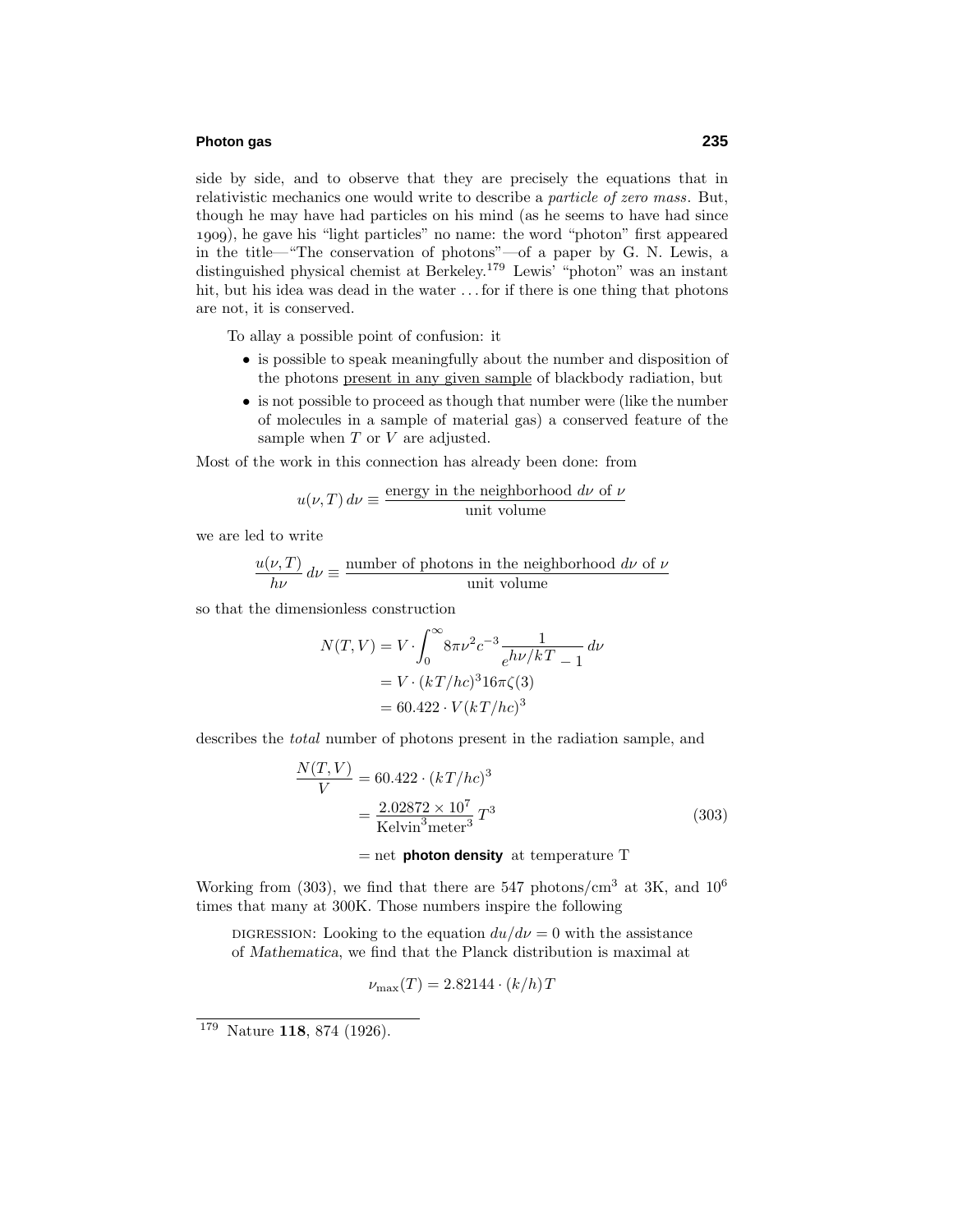side by side, and to observe that they are precisely the equations that in relativistic mechanics one would write to describe a *particle of zero mass*. But, though he may have had particles on his mind (as he seems to have had since 1909), he gave his "light particles" no name: the word "photon" first appeared in the title—"The conservation of photons"—of a paper by G. N. Lewis, a distinguished physical chemist at Berkeley.[179] Lewis' "photon" was an instant hit, but his idea was dead in the water . . . for if there is one thing that photons are not, it is conserved.

To allay a possible point of confusion: it

- is possible to speak meaningfully about the number and disposition of the photons present in any given sample of blackbody radiation, but
- is not possible to proceed as though that number were (like the number of molecules in a sample of material gas) a conserved feature of the sample when $T$ or $V$ are adjusted.

Most of the work in this connection has already been done: from

$$u(\nu, T)\, d\nu \equiv \frac{\text{energy in the neighborhood } d\nu \text{ of } \nu}{\text{unit volume}}$$

we are led to write

$$\frac{u(\nu, T)}{h\nu}\, d\nu \equiv \frac{\text{number of photons in the neighborhood } d\nu \text{ of } \nu}{\text{unit volume}}$$

so that the dimensionless construction

$$\begin{aligned}
N(T,V) &= V \cdot \int_0^\infty 8\pi\nu^2 c^{-3} \frac{1}{e^{h\nu/kT} - 1}\, d\nu \\
&= V \cdot (kT/hc)^3 16\pi\zeta(3) \\
&= 60.422 \cdot V(kT/hc)^3
\end{aligned}$$

describes the *total* number of photons present in the radiation sample, and

$$\begin{aligned}
\frac{N(T,V)}{V} &= 60.422 \cdot (kT/hc)^3 \\
&= \frac{2.02872 \times 10^7}{\text{Kelvin}^3 \text{meter}^3}\, T^3 \qquad (303)\\
&= \text{net } \textbf{photon density} \text{ at temperature T}
\end{aligned}$$

Working from (303), we find that there are 547 photons/cm$^3$ at 3K, and $10^6$ times that many at 300K. Those numbers inspire the following

DIGRESSION: Looking to the equation $du/d\nu = 0$ with the assistance of *Mathematica*, we find that the Planck distribution is maximal at

$$\nu_{\max}(T) = 2.82144 \cdot (k/h)T$$

[179] Nature **118**, 874 (1926).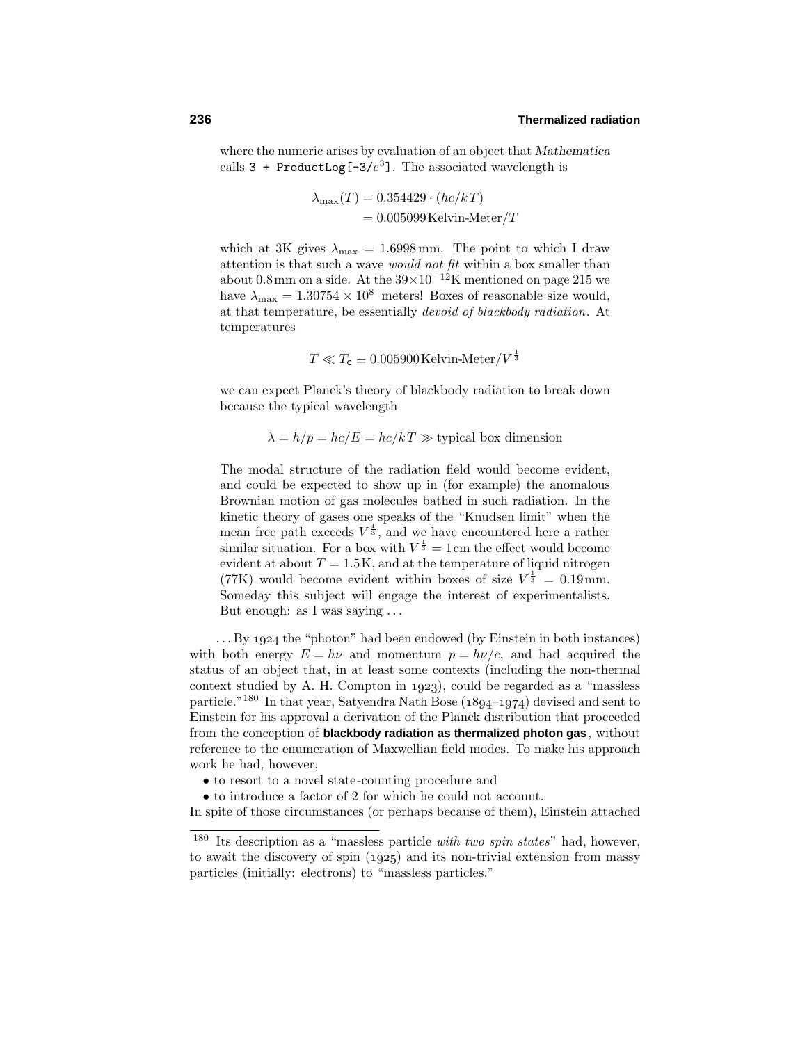where the numeric arises by evaluation of an object that *Mathematica* calls `3 + ProductLog[-3/`$e^3$`]`. The associated wavelength is

$$\begin{aligned}\lambda_{\max}(T) &= 0.354429 \cdot (hc/kT) \\ &= 0.005099\,\text{Kelvin-Meter}/T\end{aligned}$$

which at 3K gives $\lambda_{\max} = 1.6998\,\text{mm}$. The point to which I draw attention is that such a wave *would not fit* within a box smaller than about 0.8 mm on a side. At the $39\times10^{-12}$K mentioned on page 215 we have $\lambda_{\max} = 1.30754 \times 10^8$ meters! Boxes of reasonable size would, at that temperature, be essentially *devoid of blackbody radiation*. At temperatures

$$T \ll T_{\mathsf{c}} \equiv 0.005900\,\text{Kelvin-Meter}/V^{\frac{1}{3}}$$

we can expect Planck's theory of blackbody radiation to break down because the typical wavelength

$$\lambda = h/p = hc/E = hc/kT \gg \text{typical box dimension}$$

The modal structure of the radiation field would become evident, and could be expected to show up in (for example) the anomalous Brownian motion of gas molecules bathed in such radiation. In the kinetic theory of gases one speaks of the "Knudsen limit" when the mean free path exceeds $V^{\frac{1}{3}}$, and we have encountered here a rather similar situation. For a box with $V^{\frac{1}{3}} = 1\,\text{cm}$ the effect would become evident at about $T = 1.5\,\text{K}$, and at the temperature of liquid nitrogen (77K) would become evident within boxes of size $V^{\frac{1}{3}} = 0.19\,\text{mm}$. Someday this subject will engage the interest of experimentalists. But enough: as I was saying ...

... By 1924 the "photon" had been endowed (by Einstein in both instances) with both energy $E = h\nu$ and momentum $p = h\nu/c$, and had acquired the status of an object that, in at least some contexts (including the non-thermal context studied by A. H. Compton in 1923), could be regarded as a "massless particle."[180] In that year, Satyendra Nath Bose (1894–1974) devised and sent to Einstein for his approval a derivation of the Planck distribution that proceeded from the conception of **blackbody radiation as thermalized photon gas**, without reference to the enumeration of Maxwellian field modes. To make his approach work he had, however,

- to resort to a novel state-counting procedure and
- to introduce a factor of 2 for which he could not account.

In spite of those circumstances (or perhaps because of them), Einstein attached

---

[180] Its description as a "massless particle *with two spin states*" had, however, to await the discovery of spin (1925) and its non-trivial extension from massy particles (initially: electrons) to "massless particles."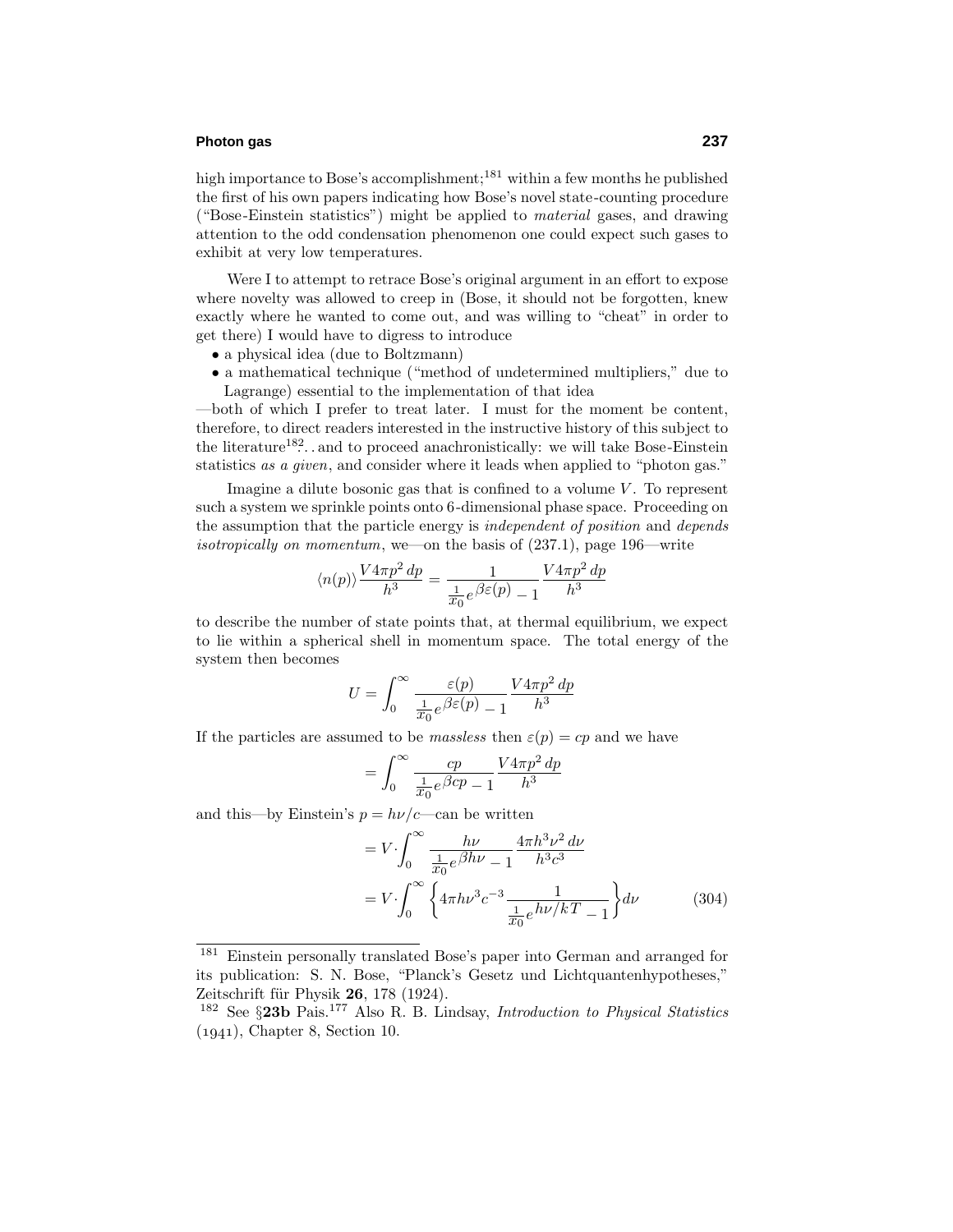high importance to Bose's accomplishment;[181] within a few months he published the first of his own papers indicating how Bose's novel state-counting procedure ("Bose-Einstein statistics") might be applied to *material* gases, and drawing attention to the odd condensation phenomenon one could expect such gases to exhibit at very low temperatures.

Were I to attempt to retrace Bose's original argument in an effort to expose where novelty was allowed to creep in (Bose, it should not be forgotten, knew exactly where he wanted to come out, and was willing to "cheat" in order to get there) I would have to digress to introduce

- a physical idea (due to Boltzmann)
- a mathematical technique ("method of undetermined multipliers," due to Lagrange) essential to the implementation of that idea

—both of which I prefer to treat later. I must for the moment be content, therefore, to direct readers interested in the instructive history of this subject to the literature[182]. . . and to proceed anachronistically: we will take Bose-Einstein statistics *as a given*, and consider where it leads when applied to "photon gas."

Imagine a dilute bosonic gas that is confined to a volume $V$. To represent such a system we sprinkle points onto 6-dimensional phase space. Proceeding on the assumption that the particle energy is *independent of position* and *depends isotropically on momentum*, we—on the basis of (237.1), page 196—write

$$\langle n(p)\rangle \frac{V4\pi p^2\,dp}{h^3} = \frac{1}{\frac{1}{x_0}e^{\beta\varepsilon(p)}-1}\frac{V4\pi p^2\,dp}{h^3}$$

to describe the number of state points that, at thermal equilibrium, we expect to lie within a spherical shell in momentum space. The total energy of the system then becomes

$$U = \int_0^\infty \frac{\varepsilon(p)}{\frac{1}{x_0}e^{\beta\varepsilon(p)}-1}\frac{V4\pi p^2\,dp}{h^3}$$

If the particles are assumed to be *massless* then $\varepsilon(p) = cp$ and we have

$$= \int_0^\infty \frac{cp}{\frac{1}{x_0}e^{\beta cp}-1}\frac{V4\pi p^2\,dp}{h^3}$$

and this—by Einstein's $p = h\nu/c$—can be written

$$= V\cdot\int_0^\infty \frac{h\nu}{\frac{1}{x_0}e^{\beta h\nu}-1}\frac{4\pi h^3\nu^2\,d\nu}{h^3c^3}$$

$$= V\cdot\int_0^\infty \left\{4\pi h\nu^3c^{-3}\frac{1}{\frac{1}{x_0}e^{h\nu/kT}-1}\right\}d\nu \qquad (304)$$

---

[181] Einstein personally translated Bose's paper into German and arranged for its publication: S. N. Bose, "Planck's Gesetz und Lichtquantenhypotheses," Zeitschrift für Physik **26**, 178 (1924).

[182] See §**23b** Pais.[177] Also R. B. Lindsay, *Introduction to Physical Statistics* (1941), Chapter 8, Section 10.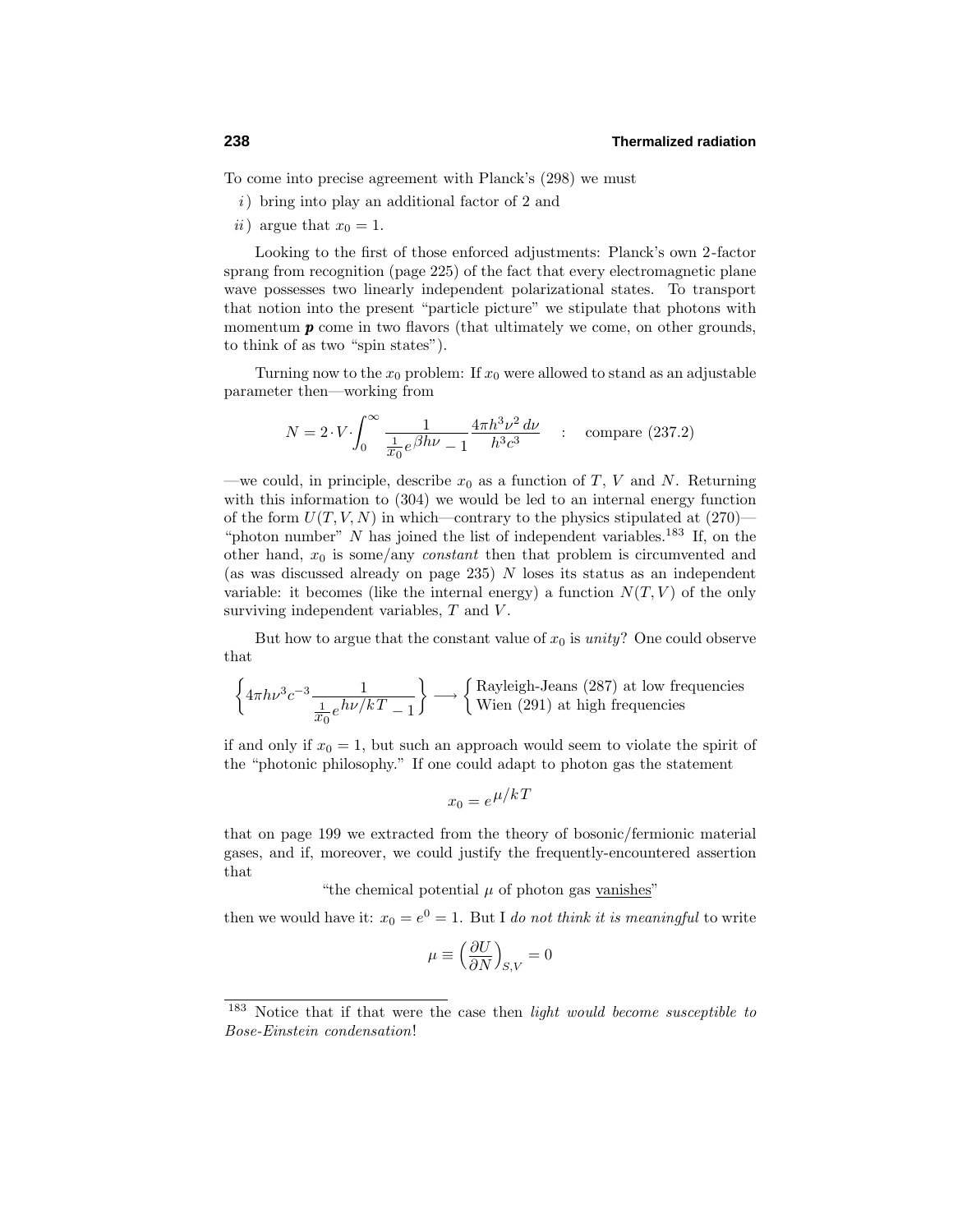To come into precise agreement with Planck's (298) we must

*i*) bring into play an additional factor of 2 and

*ii*) argue that $x_0 = 1$.

Looking to the first of those enforced adjustments: Planck's own 2-factor sprang from recognition (page 225) of the fact that every electromagnetic plane wave possesses two linearly independent polarizational states. To transport that notion into the present "particle picture" we stipulate that photons with momentum $\boldsymbol{p}$ come in two flavors (that ultimately we come, on other grounds, to think of as two "spin states").

Turning now to the $x_0$ problem: If $x_0$ were allowed to stand as an adjustable parameter then—working from

$$N = 2\cdot V\cdot\int_0^\infty \frac{1}{\frac{1}{x_0}e^{\beta h\nu}-1}\frac{4\pi h^3\nu^2\,d\nu}{h^3c^3} \quad : \quad \text{compare (237.2)}$$

—we could, in principle, describe $x_0$ as a function of $T$, $V$ and $N$. Returning with this information to (304) we would be led to an internal energy function of the form $U(T,V,N)$ in which—contrary to the physics stipulated at (270)—"photon number" $N$ has joined the list of independent variables.[183] If, on the other hand, $x_0$ is some/any *constant* then that problem is circumvented and (as was discussed already on page 235) $N$ loses its status as an independent variable: it becomes (like the internal energy) a function $N(T,V)$ of the only surviving independent variables, $T$ and $V$.

But how to argue that the constant value of $x_0$ is *unity*? One could observe that

$$\left\{4\pi h\nu^3c^{-3}\frac{1}{\frac{1}{x_0}e^{h\nu/kT}-1}\right\}\longrightarrow\begin{cases}\text{Rayleigh-Jeans (287) at low frequencies}\\ \text{Wien (291) at high frequencies}\end{cases}$$

if and only if $x_0 = 1$, but such an approach would seem to violate the spirit of the "photonic philosophy." If one could adapt to photon gas the statement

$$x_0 = e^{\mu/kT}$$

that on page 199 we extracted from the theory of bosonic/fermionic material gases, and if, moreover, we could justify the frequently-encountered assertion that

"the chemical potential $\mu$ of photon gas <u>vanishes</u>"

then we would have it: $x_0 = e^0 = 1$. But I *do not think it is meaningful* to write

$$\mu \equiv \left(\frac{\partial U}{\partial N}\right)_{S,V} = 0$$

---

[183] Notice that if that were the case then *light would become susceptible to Bose-Einstein condensation*!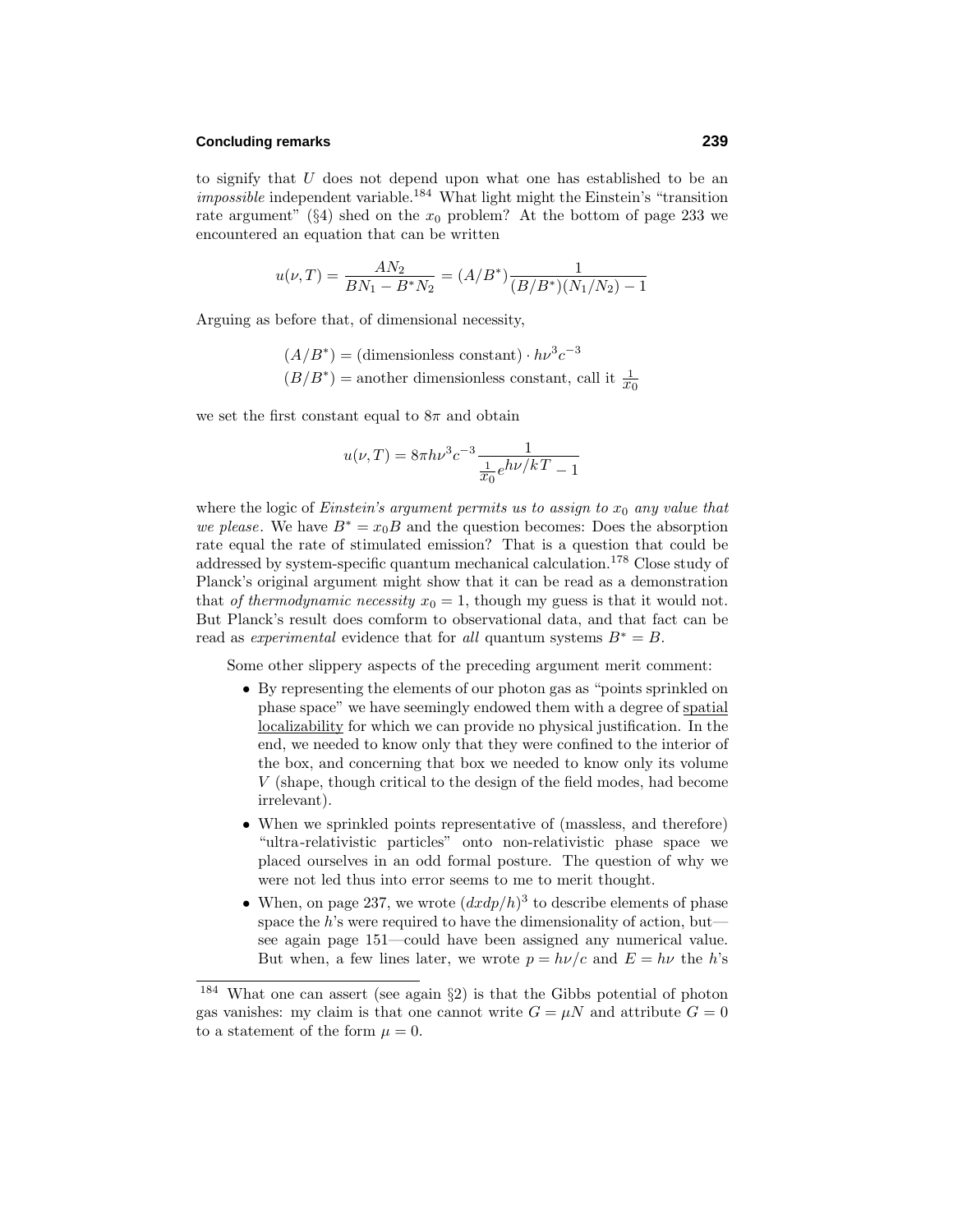to signify that $U$ does not depend upon what one has established to be an *impossible* independent variable.[184] What light might the Einstein's "transition rate argument" (§4) shed on the $x_0$ problem? At the bottom of page 233 we encountered an equation that can be written

$$u(\nu, T) = \frac{AN_2}{BN_1 - B^*N_2} = (A/B^*)\frac{1}{(B/B^*)(N_1/N_2) - 1}$$

Arguing as before that, of dimensional necessity,

$$(A/B^*) = (\text{dimensionless constant}) \cdot h\nu^3 c^{-3}$$
$$(B/B^*) = \text{another dimensionless constant, call it } \tfrac{1}{x_0}$$

we set the first constant equal to $8\pi$ and obtain

$$u(\nu, T) = 8\pi h\nu^3 c^{-3} \frac{1}{\frac{1}{x_0} e^{h\nu/kT} - 1}$$

where the logic of *Einstein's argument permits us to assign to $x_0$ any value that we please*. We have $B^* = x_0 B$ and the question becomes: Does the absorption rate equal the rate of stimulated emission? That is a question that could be addressed by system-specific quantum mechanical calculation.[178] Close study of Planck's original argument might show that it can be read as a demonstration that *of thermodynamic necessity* $x_0 = 1$, though my guess is that it would not. But Planck's result does comform to observational data, and that fact can be read as *experimental* evidence that for *all* quantum systems $B^* = B$.

Some other slippery aspects of the preceding argument merit comment:

- By representing the elements of our photon gas as "points sprinkled on phase space" we have seemingly endowed them with a degree of spatial localizability for which we can provide no physical justification. In the end, we needed to know only that they were confined to the interior of the box, and concerning that box we needed to know only its volume $V$ (shape, though critical to the design of the field modes, had become irrelevant).
- When we sprinkled points representative of (massless, and therefore) "ultra-relativistic particles" onto non-relativistic phase space we placed ourselves in an odd formal posture. The question of why we were not led thus into error seems to me to merit thought.
- When, on page 237, we wrote $(dxdp/h)^3$ to describe elements of phase space the $h$'s were required to have the dimensionality of action, but—see again page 151—could have been assigned any numerical value. But when, a few lines later, we wrote $p = h\nu/c$ and $E = h\nu$ the $h$'s

[184] What one can assert (see again §2) is that the Gibbs potential of photon gas vanishes: my claim is that one cannot write $G = \mu N$ and attribute $G = 0$ to a statement of the form $\mu = 0$.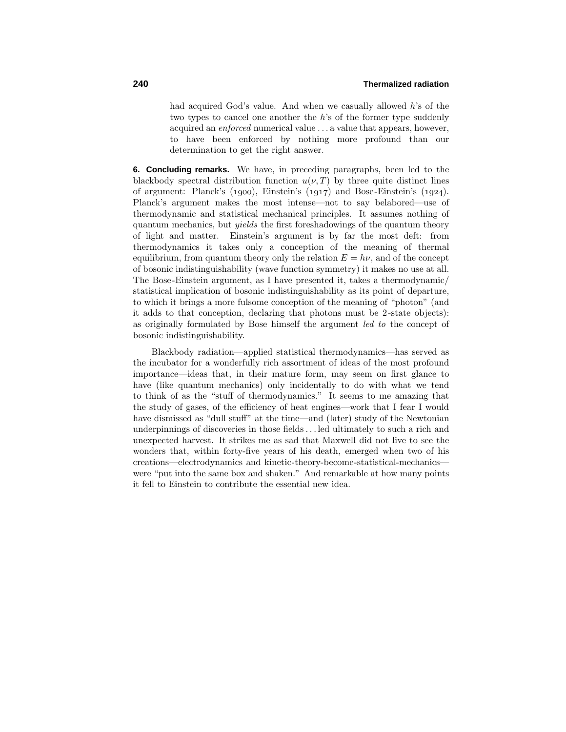had acquired God's value. And when we casually allowed $h$'s of the two types to cancel one another the $h$'s of the former type suddenly acquired an *enforced* numerical value . . . a value that appears, however, to have been enforced by nothing more profound than our determination to get the right answer.

**6. Concluding remarks.** We have, in preceding paragraphs, been led to the blackbody spectral distribution function $u(\nu, T)$ by three quite distinct lines of argument: Planck's (1900), Einstein's (1917) and Bose-Einstein's (1924). Planck's argument makes the most intense—not to say belabored—use of thermodynamic and statistical mechanical principles. It assumes nothing of quantum mechanics, but *yields* the first foreshadowings of the quantum theory of light and matter. Einstein's argument is by far the most deft: from thermodynamics it takes only a conception of the meaning of thermal equilibrium, from quantum theory only the relation $E = h\nu$, and of the concept of bosonic indistinguishability (wave function symmetry) it makes no use at all. The Bose-Einstein argument, as I have presented it, takes a thermodynamic/statistical implication of bosonic indistinguishability as its point of departure, to which it brings a more fulsome conception of the meaning of "photon" (and it adds to that conception, declaring that photons must be 2-state objects): as originally formulated by Bose himself the argument *led to* the concept of bosonic indistinguishability.

Blackbody radiation—applied statistical thermodynamics—has served as the incubator for a wonderfully rich assortment of ideas of the most profound importance—ideas that, in their mature form, may seem on first glance to have (like quantum mechanics) only incidentally to do with what we tend to think of as the "stuff of thermodynamics." It seems to me amazing that the study of gases, of the efficiency of heat engines—work that I fear I would have dismissed as "dull stuff" at the time—and (later) study of the Newtonian underpinnings of discoveries in those fields . . . led ultimately to such a rich and unexpected harvest. It strikes me as sad that Maxwell did not live to see the wonders that, within forty-five years of his death, emerged when two of his creations—electrodynamics and kinetic-theory-become-statistical-mechanics—were "put into the same box and shaken." And remarkable at how many points it fell to Einstein to contribute the essential new idea.